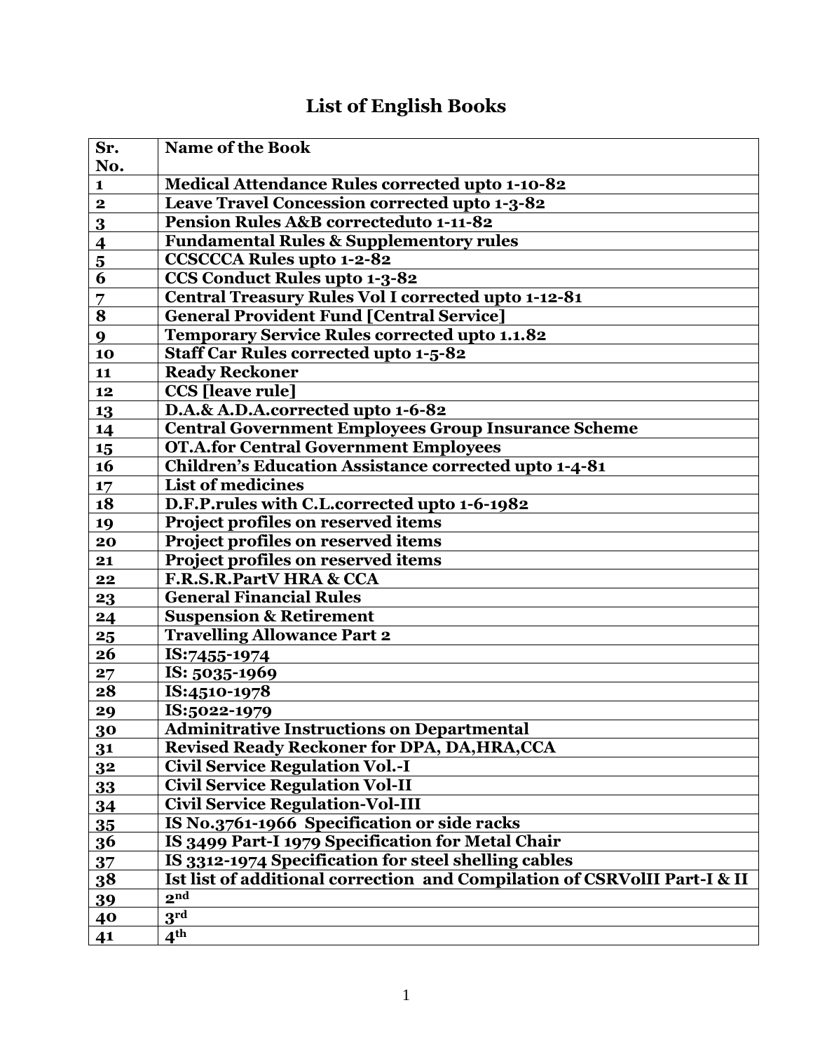# List of English Books

| Sr. No. | Name of the Book |
|---|---|
| 1 | Medical Attendance Rules corrected upto 1-10-82 |
| 2 | Leave Travel Concession corrected upto 1-3-82 |
| 3 | Pension Rules A&B correcteduto 1-11-82 |
| 4 | Fundamental Rules & Supplementory rules |
| 5 | CCSCCCA Rules upto 1-2-82 |
| 6 | CCS Conduct Rules upto 1-3-82 |
| 7 | Central Treasury Rules Vol I corrected upto 1-12-81 |
| 8 | General Provident Fund [Central Service] |
| 9 | Temporary Service Rules corrected upto 1.1.82 |
| 10 | Staff Car Rules corrected upto 1-5-82 |
| 11 | Ready Reckoner |
| 12 | CCS [leave rule] |
| 13 | D.A.& A.D.A.corrected upto 1-6-82 |
| 14 | Central Government Employees Group Insurance Scheme |
| 15 | OT.A.for Central Government Employees |
| 16 | Children's Education Assistance corrected upto 1-4-81 |
| 17 | List of medicines |
| 18 | D.F.P.rules with C.L.corrected upto 1-6-1982 |
| 19 | Project profiles on reserved items |
| 20 | Project profiles on reserved items |
| 21 | Project profiles on reserved items |
| 22 | F.R.S.R.PartV HRA & CCA |
| 23 | General Financial Rules |
| 24 | Suspension & Retirement |
| 25 | Travelling Allowance Part 2 |
| 26 | IS:7455-1974 |
| 27 | IS: 5035-1969 |
| 28 | IS:4510-1978 |
| 29 | IS:5022-1979 |
| 30 | Adminitrative Instructions on Departmental |
| 31 | Revised Ready Reckoner for DPA, DA,HRA,CCA |
| 32 | Civil Service Regulation Vol.-I |
| 33 | Civil Service Regulation Vol-II |
| 34 | Civil Service Regulation-Vol-III |
| 35 | IS No.3761-1966 Specification or side racks |
| 36 | IS 3499 Part-I 1979 Specification for Metal Chair |
| 37 | IS 3312-1974 Specification for steel shelling cables |
| 38 | Ist list of additional correction and Compilation of CSRVolII Part-I & II |
| 39 | 2nd |
| 40 | 3rd |
| 41 | 4th |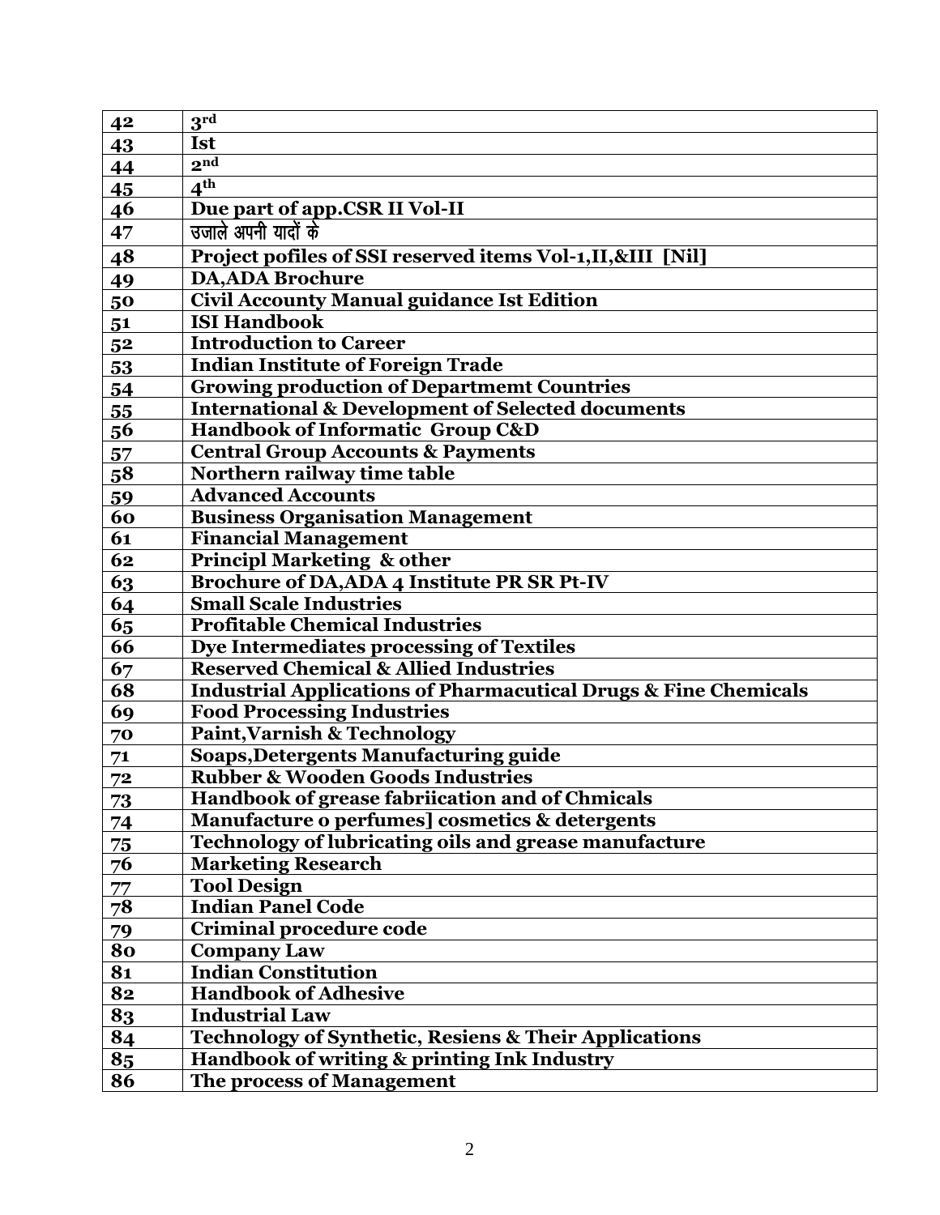| 42 | 3rd |
|---|---|
| 43 | Ist |
| 44 | 2nd |
| 45 | 4th |
| 46 | Due part of app.CSR II Vol-II |
| 47 | उजाले अपनी यादों के |
| 48 | Project pofiles of SSI reserved items Vol-1,II,&III [Nil] |
| 49 | DA,ADA Brochure |
| 50 | Civil Accounty Manual guidance Ist Edition |
| 51 | ISI Handbook |
| 52 | Introduction to Career |
| 53 | Indian Institute of Foreign Trade |
| 54 | Growing production of Departmemt Countries |
| 55 | International & Development of Selected documents |
| 56 | Handbook of Informatic Group C&D |
| 57 | Central Group Accounts & Payments |
| 58 | Northern railway time table |
| 59 | Advanced Accounts |
| 60 | Business Organisation Management |
| 61 | Financial Management |
| 62 | Principl Marketing & other |
| 63 | Brochure of DA,ADA 4 Institute PR SR Pt-IV |
| 64 | Small Scale Industries |
| 65 | Profitable Chemical Industries |
| 66 | Dye Intermediates processing of Textiles |
| 67 | Reserved Chemical & Allied Industries |
| 68 | Industrial Applications of Pharmacutical Drugs & Fine Chemicals |
| 69 | Food Processing Industries |
| 70 | Paint,Varnish & Technology |
| 71 | Soaps,Detergents Manufacturing guide |
| 72 | Rubber & Wooden Goods Industries |
| 73 | Handbook of grease fabriication and of Chmicals |
| 74 | Manufacture o perfumes] cosmetics & detergents |
| 75 | Technology of lubricating oils and grease manufacture |
| 76 | Marketing Research |
| 77 | Tool Design |
| 78 | Indian Panel Code |
| 79 | Criminal procedure code |
| 80 | Company Law |
| 81 | Indian Constitution |
| 82 | Handbook of Adhesive |
| 83 | Industrial Law |
| 84 | Technology of Synthetic, Resiens & Their Applications |
| 85 | Handbook of writing & printing Ink Industry |
| 86 | The process of Management |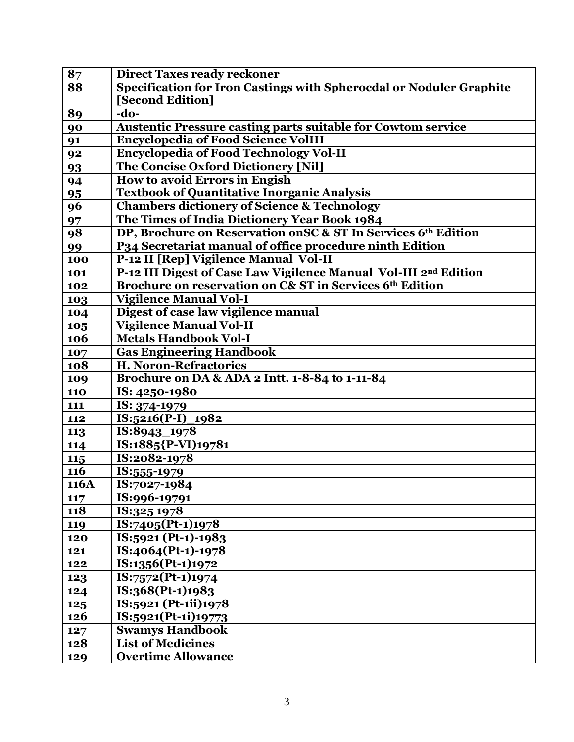| 87 | Direct Taxes ready reckoner |
|---|---|
| 88 | Specification for Iron Castings with Spherocdal or Noduler Graphite [Second Edition] |
| 89 | -do- |
| 90 | Austentic Pressure casting parts suitable for Cowtom service |
| 91 | Encyclopedia of Food Science VolIII |
| 92 | Encyclopedia of Food Technology Vol-II |
| 93 | The Concise Oxford Dictionery [Nil] |
| 94 | How to avoid Errors in Engish |
| 95 | Textbook of Quantitative Inorganic Analysis |
| 96 | Chambers dictionery of Science & Technology |
| 97 | The Times of India Dictionery Year Book 1984 |
| 98 | DP, Brochure on Reservation onSC & ST In Services 6th Edition |
| 99 | P34 Secretariat manual of office procedure ninth Edition |
| 100 | P-12 II [Rep] Vigilence Manual Vol-II |
| 101 | P-12 III Digest of Case Law Vigilence Manual Vol-III 2nd Edition |
| 102 | Brochure on reservation on C& ST in Services 6th Edition |
| 103 | Vigilence Manual Vol-I |
| 104 | Digest of case law vigilence manual |
| 105 | Vigilence Manual Vol-II |
| 106 | Metals Handbook Vol-I |
| 107 | Gas Engineering Handbook |
| 108 | H. Noron-Refractories |
| 109 | Brochure on DA & ADA 2 Intt. 1-8-84 to 1-11-84 |
| 110 | IS: 4250-1980 |
| 111 | IS: 374-1979 |
| 112 | IS:5216(P-I)_1982 |
| 113 | IS:8943_1978 |
| 114 | IS:1885{P-VI)19781 |
| 115 | IS:2082-1978 |
| 116 | IS:555-1979 |
| 116A | IS:7027-1984 |
| 117 | IS:996-19791 |
| 118 | IS:325 1978 |
| 119 | IS:7405(Pt-1)1978 |
| 120 | IS:5921 (Pt-1)-1983 |
| 121 | IS:4064(Pt-1)-1978 |
| 122 | IS:1356(Pt-1)1972 |
| 123 | IS:7572(Pt-1)1974 |
| 124 | IS:368(Pt-1)1983 |
| 125 | IS:5921 (Pt-1ii)1978 |
| 126 | IS:5921(Pt-1i)19773 |
| 127 | Swamys Handbook |
| 128 | List of Medicines |
| 129 | Overtime Allowance |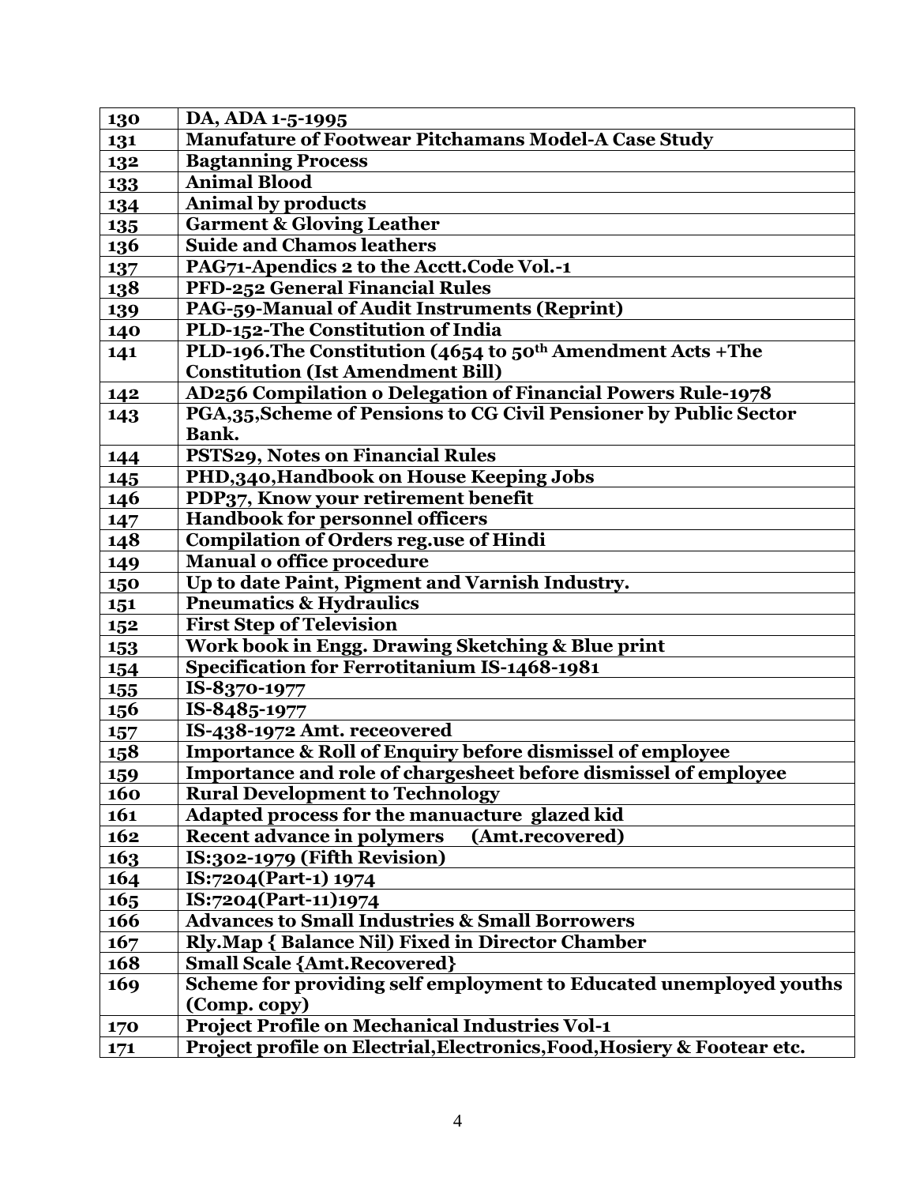| 130 | DA, ADA 1-5-1995 |
|---|---|
| 131 | Manufature of Footwear Pitchamans Model-A Case Study |
| 132 | Bagtanning Process |
| 133 | Animal Blood |
| 134 | Animal by products |
| 135 | Garment & Gloving Leather |
| 136 | Suide and Chamos leathers |
| 137 | PAG71-Apendics 2 to the Acctt.Code Vol.-1 |
| 138 | PFD-252 General Financial Rules |
| 139 | PAG-59-Manual of Audit Instruments (Reprint) |
| 140 | PLD-152-The Constitution of India |
| 141 | PLD-196.The Constitution (4654 to 50th Amendment Acts +The Constitution (Ist Amendment Bill) |
| 142 | AD256 Compilation o Delegation of Financial Powers Rule-1978 |
| 143 | PGA,35,Scheme of Pensions to CG Civil Pensioner by Public Sector Bank. |
| 144 | PSTS29, Notes on Financial Rules |
| 145 | PHD,340,Handbook on House Keeping Jobs |
| 146 | PDP37, Know your retirement benefit |
| 147 | Handbook for personnel officers |
| 148 | Compilation of Orders reg.use of Hindi |
| 149 | Manual o office procedure |
| 150 | Up to date Paint, Pigment and Varnish Industry. |
| 151 | Pneumatics & Hydraulics |
| 152 | First Step of Television |
| 153 | Work book in Engg. Drawing Sketching & Blue print |
| 154 | Specification for Ferrotitanium IS-1468-1981 |
| 155 | IS-8370-1977 |
| 156 | IS-8485-1977 |
| 157 | IS-438-1972 Amt. receovered |
| 158 | Importance & Roll of Enquiry before dismissel of employee |
| 159 | Importance and role of chargesheet before dismissel of employee |
| 160 | Rural Development to Technology |
| 161 | Adapted process for the manuacture glazed kid |
| 162 | Recent advance in polymers (Amt.recovered) |
| 163 | IS:302-1979 (Fifth Revision) |
| 164 | IS:7204(Part-1) 1974 |
| 165 | IS:7204(Part-11)1974 |
| 166 | Advances to Small Industries & Small Borrowers |
| 167 | Rly.Map { Balance Nil) Fixed in Director Chamber |
| 168 | Small Scale {Amt.Recovered} |
| 169 | Scheme for providing self employment to Educated unemployed youths (Comp. copy) |
| 170 | Project Profile on Mechanical Industries Vol-1 |
| 171 | Project profile on Electrial,Electronics,Food,Hosiery & Footear etc. |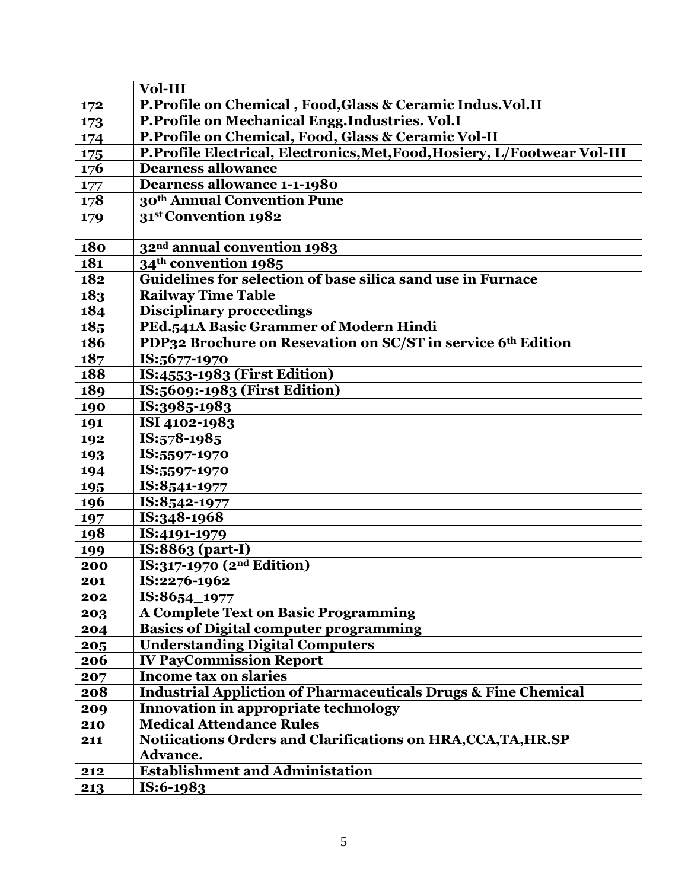|  | Vol-III |
|---|---|
| 172 | P.Profile on Chemical , Food,Glass & Ceramic Indus.Vol.II |
| 173 | P.Profile on Mechanical Engg.Industries. Vol.I |
| 174 | P.Profile on Chemical, Food, Glass & Ceramic Vol-II |
| 175 | P.Profile Electrical, Electronics,Met,Food,Hosiery, L/Footwear Vol-III |
| 176 | Dearness allowance |
| 177 | Dearness allowance 1-1-1980 |
| 178 | 30th Annual Convention Pune |
| 179 | 31st Convention 1982 |
| 180 | 32nd annual convention 1983 |
| 181 | 34th convention 1985 |
| 182 | Guidelines for selection of base silica sand use in Furnace |
| 183 | Railway Time Table |
| 184 | Disciplinary proceedings |
| 185 | PEd.541A Basic Grammer of Modern Hindi |
| 186 | PDP32 Brochure on Resevation on SC/ST in service 6th Edition |
| 187 | IS:5677-1970 |
| 188 | IS:4553-1983 (First Edition) |
| 189 | IS:5609:-1983 (First Edition) |
| 190 | IS:3985-1983 |
| 191 | ISI 4102-1983 |
| 192 | IS:578-1985 |
| 193 | IS:5597-1970 |
| 194 | IS:5597-1970 |
| 195 | IS:8541-1977 |
| 196 | IS:8542-1977 |
| 197 | IS:348-1968 |
| 198 | IS:4191-1979 |
| 199 | IS:8863 (part-I) |
| 200 | IS:317-1970 (2nd Edition) |
| 201 | IS:2276-1962 |
| 202 | IS:8654_1977 |
| 203 | A Complete Text on Basic Programming |
| 204 | Basics of Digital computer programming |
| 205 | Understanding Digital Computers |
| 206 | IV PayCommission Report |
| 207 | Income tax on slaries |
| 208 | Industrial Appliction of Pharmaceuticals Drugs & Fine Chemical |
| 209 | Innovation in appropriate technology |
| 210 | Medical Attendance Rules |
| 211 | Notiications Orders and Clarifications on HRA,CCA,TA,HR.SP Advance. |
| 212 | Establishment and Administation |
| 213 | IS:6-1983 |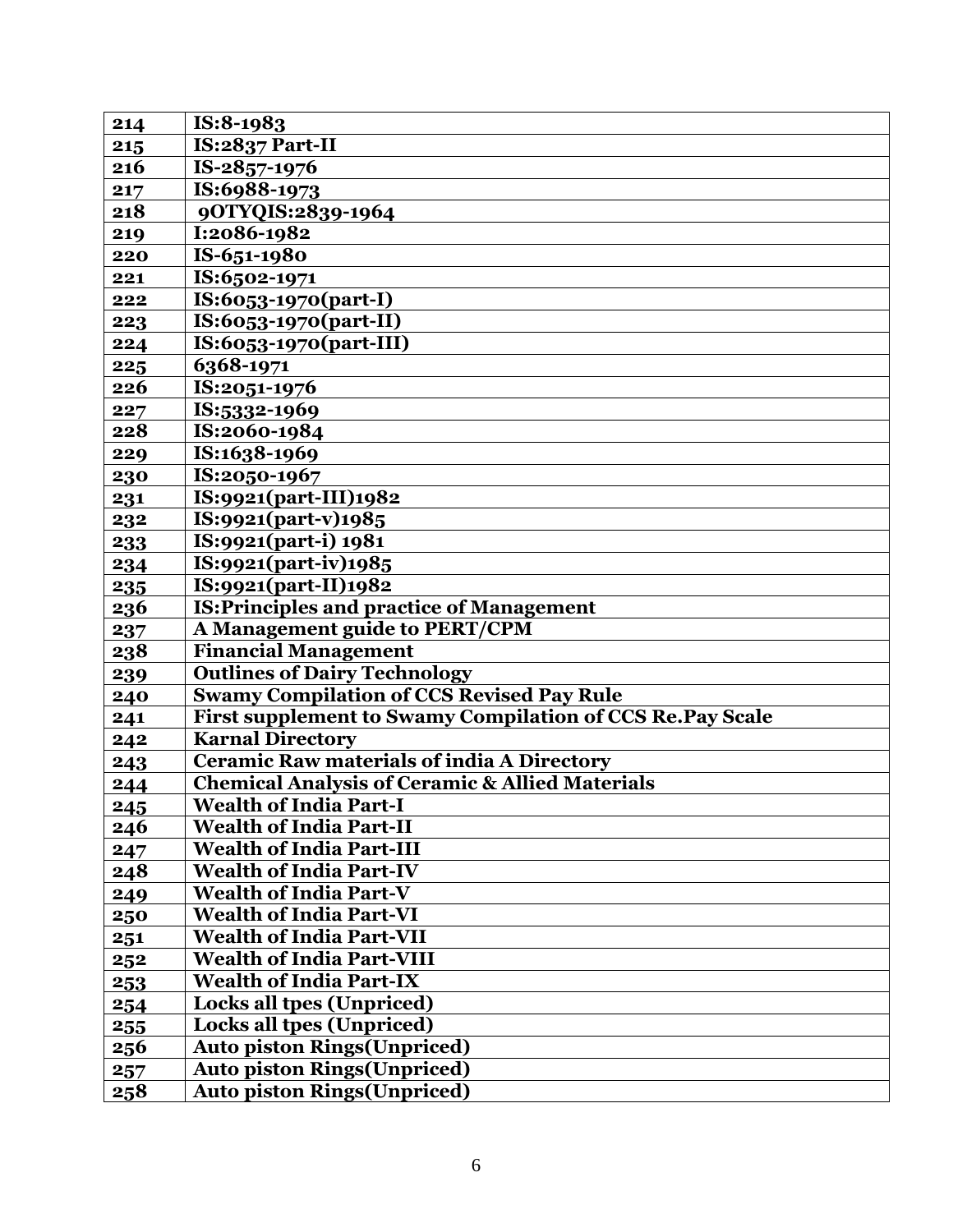| 214 | IS:8-1983 |
|---|---|
| 215 | IS:2837 Part-II |
| 216 | IS-2857-1976 |
| 217 | IS:6988-1973 |
| 218 | 9OTYQIS:2839-1964 |
| 219 | I:2086-1982 |
| 220 | IS-651-1980 |
| 221 | IS:6502-1971 |
| 222 | IS:6053-1970(part-I) |
| 223 | IS:6053-1970(part-II) |
| 224 | IS:6053-1970(part-III) |
| 225 | 6368-1971 |
| 226 | IS:2051-1976 |
| 227 | IS:5332-1969 |
| 228 | IS:2060-1984 |
| 229 | IS:1638-1969 |
| 230 | IS:2050-1967 |
| 231 | IS:9921(part-III)1982 |
| 232 | IS:9921(part-v)1985 |
| 233 | IS:9921(part-i) 1981 |
| 234 | IS:9921(part-iv)1985 |
| 235 | IS:9921(part-II)1982 |
| 236 | IS:Principles and practice of Management |
| 237 | A Management guide to PERT/CPM |
| 238 | Financial Management |
| 239 | Outlines of Dairy Technology |
| 240 | Swamy Compilation of CCS Revised Pay Rule |
| 241 | First supplement to Swamy Compilation of CCS Re.Pay Scale |
| 242 | Karnal Directory |
| 243 | Ceramic Raw materials of india A Directory |
| 244 | Chemical Analysis of Ceramic & Allied Materials |
| 245 | Wealth of India Part-I |
| 246 | Wealth of India Part-II |
| 247 | Wealth of India Part-III |
| 248 | Wealth of India Part-IV |
| 249 | Wealth of India Part-V |
| 250 | Wealth of India Part-VI |
| 251 | Wealth of India Part-VII |
| 252 | Wealth of India Part-VIII |
| 253 | Wealth of India Part-IX |
| 254 | Locks all tpes (Unpriced) |
| 255 | Locks all tpes (Unpriced) |
| 256 | Auto piston Rings(Unpriced) |
| 257 | Auto piston Rings(Unpriced) |
| 258 | Auto piston Rings(Unpriced) |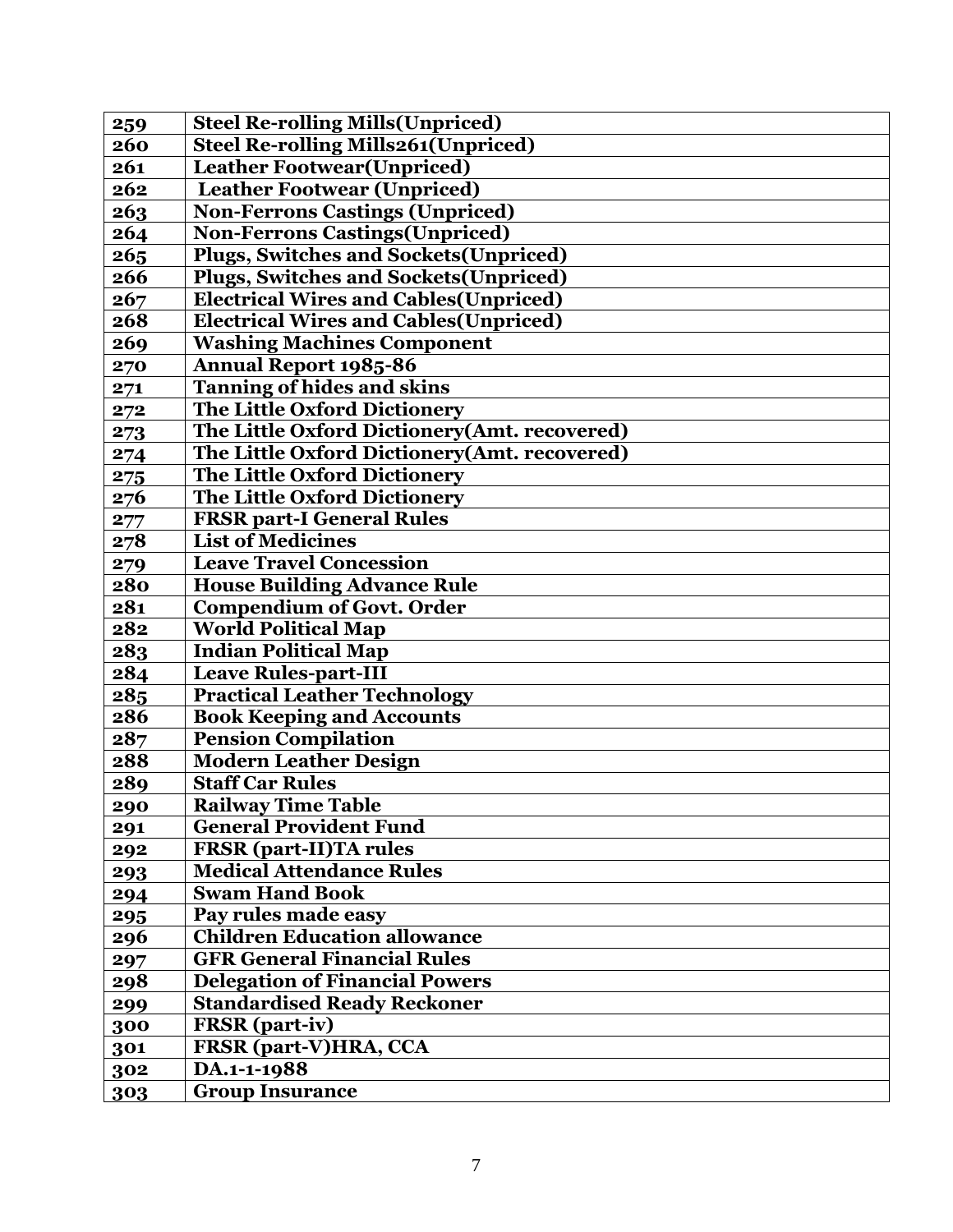| 259 | Steel Re-rolling Mills(Unpriced) |
|---|---|
| 260 | Steel Re-rolling Mills261(Unpriced) |
| 261 | Leather Footwear(Unpriced) |
| 262 | Leather Footwear (Unpriced) |
| 263 | Non-Ferrons Castings (Unpriced) |
| 264 | Non-Ferrons Castings(Unpriced) |
| 265 | Plugs, Switches and Sockets(Unpriced) |
| 266 | Plugs, Switches and Sockets(Unpriced) |
| 267 | Electrical Wires and Cables(Unpriced) |
| 268 | Electrical Wires and Cables(Unpriced) |
| 269 | Washing Machines Component |
| 270 | Annual Report 1985-86 |
| 271 | Tanning of hides and skins |
| 272 | The Little Oxford Dictionery |
| 273 | The Little Oxford Dictionery(Amt. recovered) |
| 274 | The Little Oxford Dictionery(Amt. recovered) |
| 275 | The Little Oxford Dictionery |
| 276 | The Little Oxford Dictionery |
| 277 | FRSR part-I General Rules |
| 278 | List of Medicines |
| 279 | Leave Travel Concession |
| 280 | House Building Advance Rule |
| 281 | Compendium of Govt. Order |
| 282 | World Political Map |
| 283 | Indian Political Map |
| 284 | Leave Rules-part-III |
| 285 | Practical Leather Technology |
| 286 | Book Keeping and Accounts |
| 287 | Pension Compilation |
| 288 | Modern Leather Design |
| 289 | Staff Car Rules |
| 290 | Railway Time Table |
| 291 | General Provident Fund |
| 292 | FRSR (part-II)TA rules |
| 293 | Medical Attendance Rules |
| 294 | Swam Hand Book |
| 295 | Pay rules made easy |
| 296 | Children Education allowance |
| 297 | GFR General Financial Rules |
| 298 | Delegation of Financial Powers |
| 299 | Standardised Ready Reckoner |
| 300 | FRSR (part-iv) |
| 301 | FRSR (part-V)HRA, CCA |
| 302 | DA.1-1-1988 |
| 303 | Group Insurance |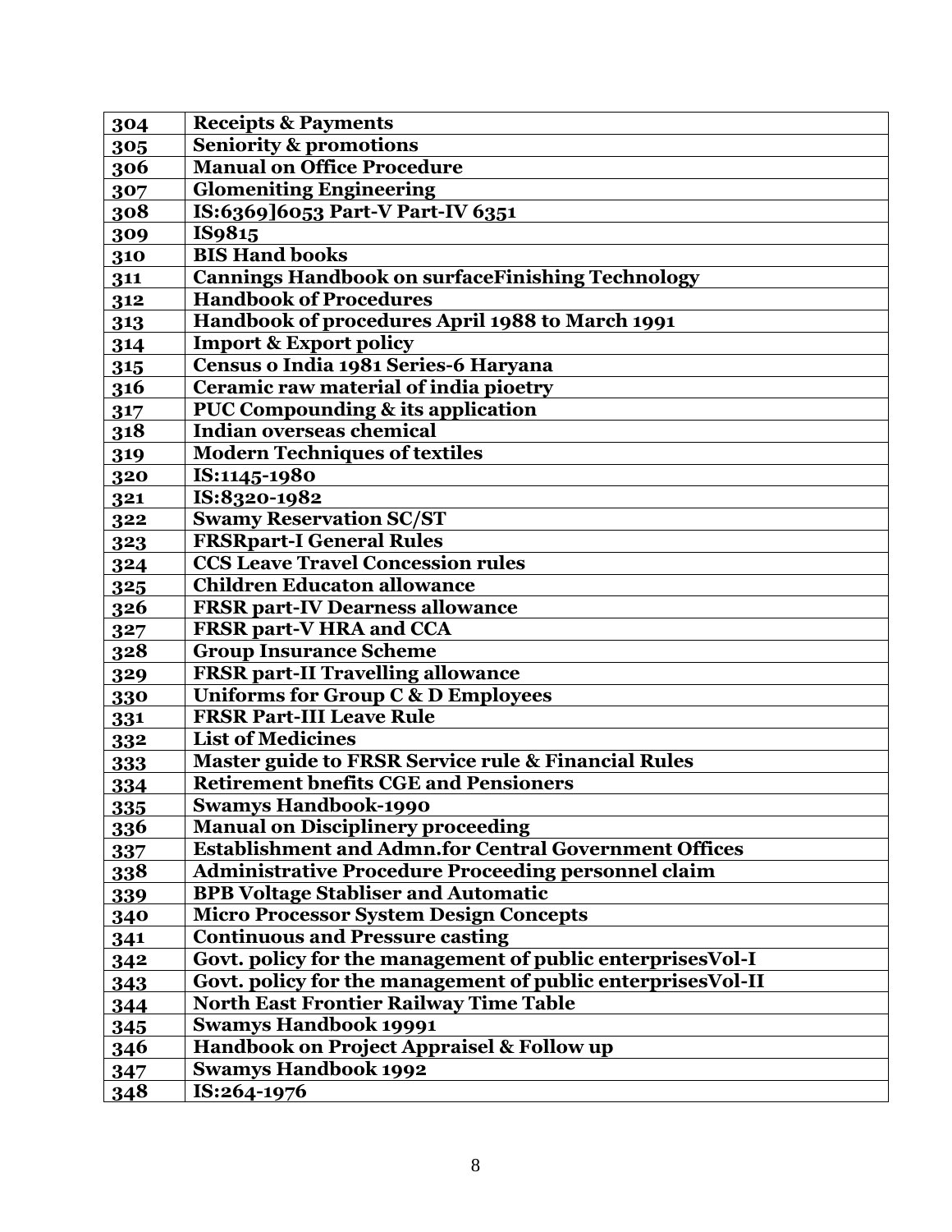| 304 | Receipts & Payments |
|---|---|
| 305 | Seniority & promotions |
| 306 | Manual on Office Procedure |
| 307 | Glomeniting Engineering |
| 308 | IS:6369]6053 Part-V Part-IV 6351 |
| 309 | IS9815 |
| 310 | BIS Hand books |
| 311 | Cannings Handbook on surfaceFinishing Technology |
| 312 | Handbook of Procedures |
| 313 | Handbook of procedures April 1988 to March 1991 |
| 314 | Import & Export policy |
| 315 | Census o India 1981 Series-6 Haryana |
| 316 | Ceramic raw material of india pioetry |
| 317 | PUC Compounding & its application |
| 318 | Indian overseas chemical |
| 319 | Modern Techniques of textiles |
| 320 | IS:1145-1980 |
| 321 | IS:8320-1982 |
| 322 | Swamy Reservation SC/ST |
| 323 | FRSRpart-I General Rules |
| 324 | CCS Leave Travel Concession rules |
| 325 | Children Educaton allowance |
| 326 | FRSR part-IV Dearness allowance |
| 327 | FRSR part-V HRA and CCA |
| 328 | Group Insurance Scheme |
| 329 | FRSR part-II Travelling allowance |
| 330 | Uniforms for Group C & D Employees |
| 331 | FRSR Part-III Leave Rule |
| 332 | List of Medicines |
| 333 | Master guide to FRSR Service rule & Financial Rules |
| 334 | Retirement bnefits CGE and Pensioners |
| 335 | Swamys Handbook-1990 |
| 336 | Manual on Disciplinery proceeding |
| 337 | Establishment and Admn.for Central Government Offices |
| 338 | Administrative Procedure Proceeding personnel claim |
| 339 | BPB Voltage Stabliser and Automatic |
| 340 | Micro Processor System Design Concepts |
| 341 | Continuous and Pressure casting |
| 342 | Govt. policy for the management of public enterprisesVol-I |
| 343 | Govt. policy for the management of public enterprisesVol-II |
| 344 | North East Frontier Railway Time Table |
| 345 | Swamys Handbook 19991 |
| 346 | Handbook on Project Appraisel & Follow up |
| 347 | Swamys Handbook 1992 |
| 348 | IS:264-1976 |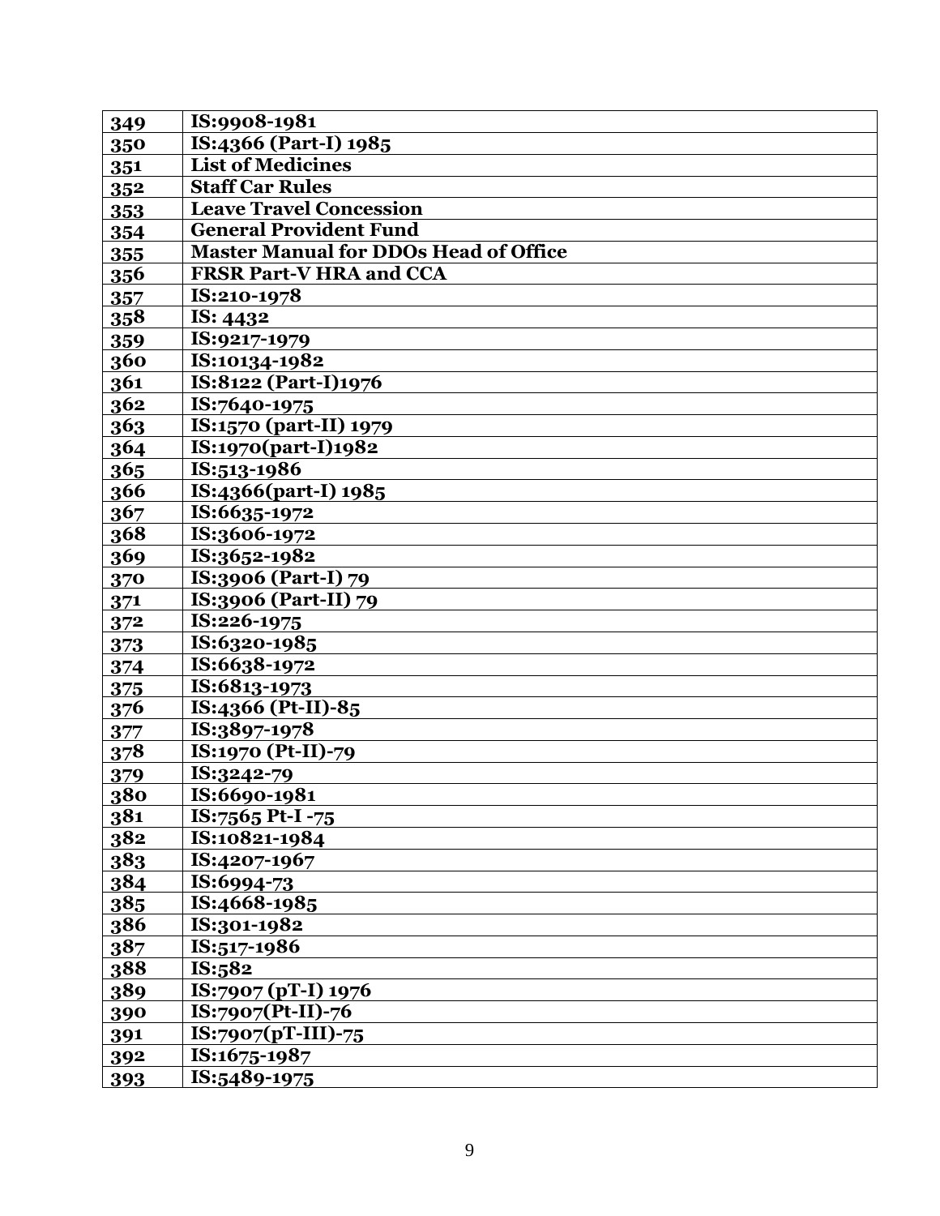| 349 | IS:9908-1981 |
|---|---|
| 350 | IS:4366 (Part-I) 1985 |
| 351 | List of Medicines |
| 352 | Staff Car Rules |
| 353 | Leave Travel Concession |
| 354 | General Provident Fund |
| 355 | Master Manual for DDOs Head of Office |
| 356 | FRSR Part-V HRA and CCA |
| 357 | IS:210-1978 |
| 358 | IS: 4432 |
| 359 | IS:9217-1979 |
| 360 | IS:10134-1982 |
| 361 | IS:8122 (Part-I)1976 |
| 362 | IS:7640-1975 |
| 363 | IS:1570 (part-II) 1979 |
| 364 | IS:1970(part-I)1982 |
| 365 | IS:513-1986 |
| 366 | IS:4366(part-I) 1985 |
| 367 | IS:6635-1972 |
| 368 | IS:3606-1972 |
| 369 | IS:3652-1982 |
| 370 | IS:3906 (Part-I) 79 |
| 371 | IS:3906 (Part-II) 79 |
| 372 | IS:226-1975 |
| 373 | IS:6320-1985 |
| 374 | IS:6638-1972 |
| 375 | IS:6813-1973 |
| 376 | IS:4366 (Pt-II)-85 |
| 377 | IS:3897-1978 |
| 378 | IS:1970 (Pt-II)-79 |
| 379 | IS:3242-79 |
| 380 | IS:6690-1981 |
| 381 | IS:7565 Pt-I -75 |
| 382 | IS:10821-1984 |
| 383 | IS:4207-1967 |
| 384 | IS:6994-73 |
| 385 | IS:4668-1985 |
| 386 | IS:301-1982 |
| 387 | IS:517-1986 |
| 388 | IS:582 |
| 389 | IS:7907 (pT-I) 1976 |
| 390 | IS:7907(Pt-II)-76 |
| 391 | IS:7907(pT-III)-75 |
| 392 | IS:1675-1987 |
| 393 | IS:5489-1975 |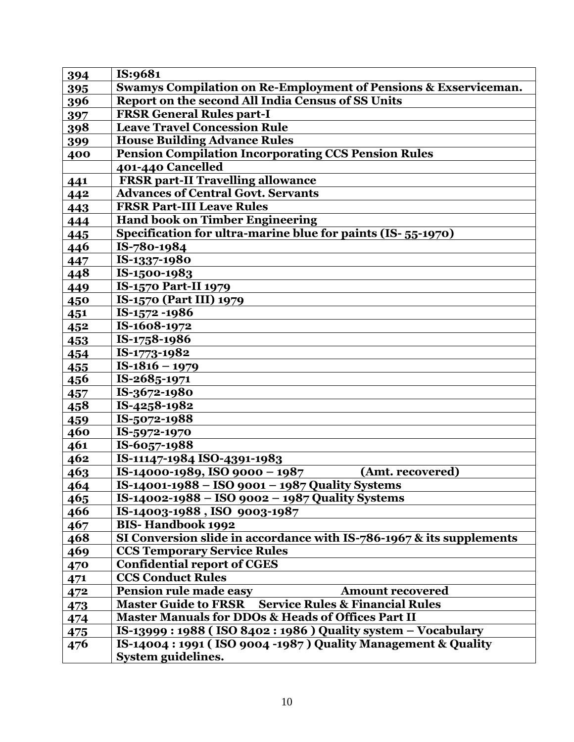| | |
|---|---|
| 394 | **IS:9681** |
| 395 | **Swamys Compilation on Re-Employment of Pensions & Exserviceman.** |
| 396 | **Report on the second All India Census of SS Units** |
| 397 | **FRSR General Rules part-I** |
| 398 | **Leave Travel Concession Rule** |
| 399 | **House Building Advance Rules** |
| 400 | **Pension Compilation Incorporating CCS Pension Rules** |
| | **401-440 Cancelled** |
| 441 | **FRSR part-II Travelling allowance** |
| 442 | **Advances of Central Govt. Servants** |
| 443 | **FRSR Part-III Leave Rules** |
| 444 | **Hand book on Timber Engineering** |
| 445 | **Specification for ultra-marine blue for paints (IS- 55-1970)** |
| 446 | **IS-780-1984** |
| 447 | **IS-1337-1980** |
| 448 | **IS-1500-1983** |
| 449 | **IS-1570 Part-II 1979** |
| 450 | **IS-1570 (Part III) 1979** |
| 451 | **IS-1572 -1986** |
| 452 | **IS-1608-1972** |
| 453 | **IS-1758-1986** |
| 454 | **IS-1773-1982** |
| 455 | **IS-1816 – 1979** |
| 456 | **IS-2685-1971** |
| 457 | **IS-3672-1980** |
| 458 | **IS-4258-1982** |
| 459 | **IS-5072-1988** |
| 460 | **IS-5972-1970** |
| 461 | **IS-6057-1988** |
| 462 | **IS-11147-1984 ISO-4391-1983** |
| 463 | **IS-14000-1989, ISO 9000 – 1987 (Amt. recovered)** |
| 464 | **IS-14001-1988 – ISO 9001 – 1987 Quality Systems** |
| 465 | **IS-14002-1988 – ISO 9002 – 1987 Quality Systems** |
| 466 | **IS-14003-1988 , ISO 9003-1987** |
| 467 | **BIS- Handbook 1992** |
| 468 | **SI Conversion slide in accordance with IS-786-1967 & its supplements** |
| 469 | **CCS Temporary Service Rules** |
| 470 | **Confidential report of CGES** |
| 471 | **CCS Conduct Rules** |
| 472 | **Pension rule made easy Amount recovered** |
| 473 | **Master Guide to FRSR Service Rules & Financial Rules** |
| 474 | **Master Manuals for DDOs & Heads of Offices Part II** |
| 475 | **IS-13999 : 1988 ( ISO 8402 : 1986 ) Quality system – Vocabulary** |
| 476 | **IS-14004 : 1991 ( ISO 9004 -1987 ) Quality Management & Quality System guidelines.** |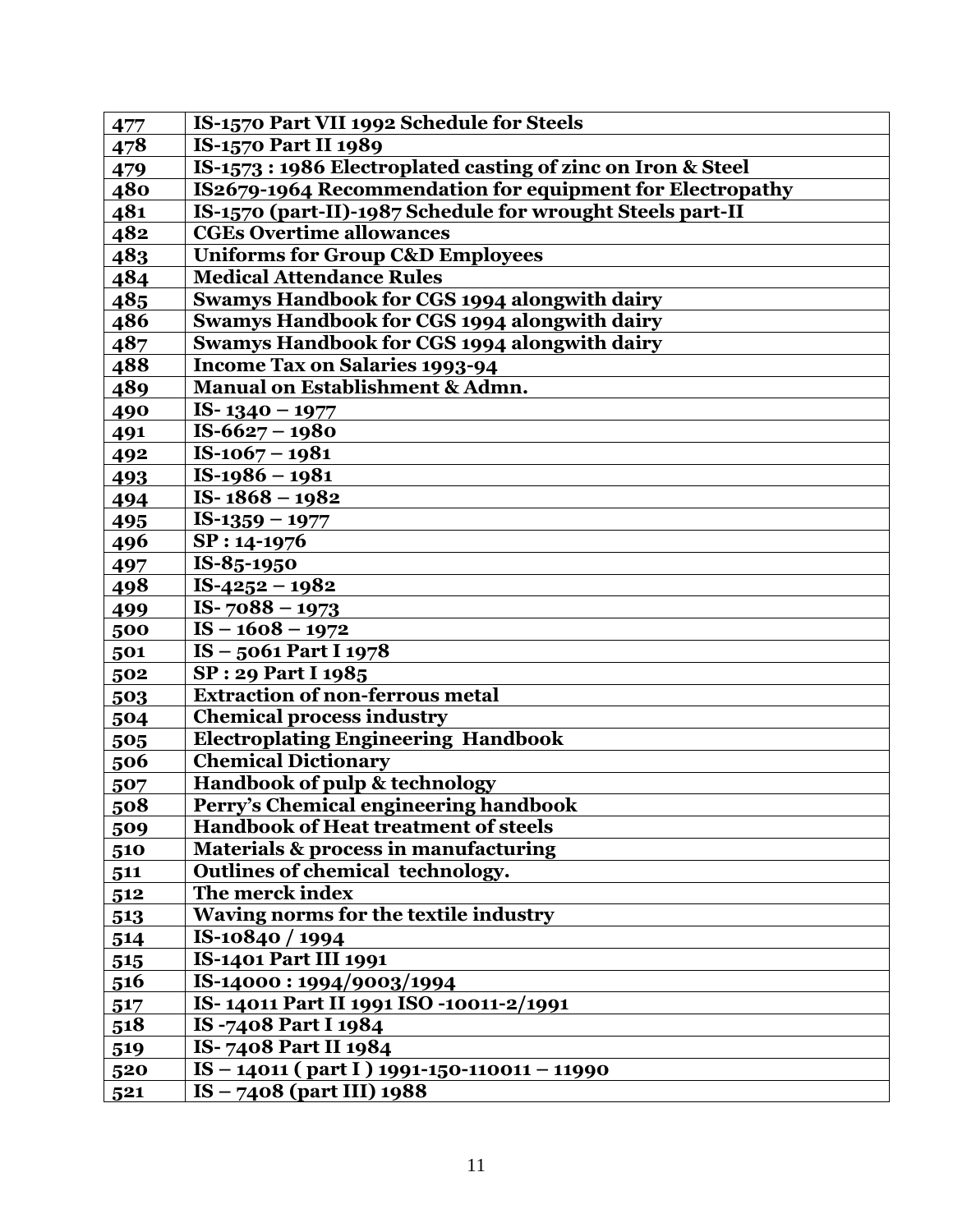| 477 | IS-1570 Part VII 1992 Schedule for Steels |
|---|---|
| 478 | IS-1570 Part II 1989 |
| 479 | IS-1573 : 1986 Electroplated casting of zinc on Iron & Steel |
| 480 | IS2679-1964 Recommendation for equipment for Electropathy |
| 481 | IS-1570 (part-II)-1987 Schedule for wrought Steels part-II |
| 482 | CGEs Overtime allowances |
| 483 | Uniforms for Group C&D Employees |
| 484 | Medical Attendance Rules |
| 485 | Swamys Handbook for CGS 1994 alongwith dairy |
| 486 | Swamys Handbook for CGS 1994 alongwith dairy |
| 487 | Swamys Handbook for CGS 1994 alongwith dairy |
| 488 | Income Tax on Salaries 1993-94 |
| 489 | Manual on Establishment & Admn. |
| 490 | IS- 1340 – 1977 |
| 491 | IS-6627 – 1980 |
| 492 | IS-1067 – 1981 |
| 493 | IS-1986 – 1981 |
| 494 | IS- 1868 – 1982 |
| 495 | IS-1359 – 1977 |
| 496 | SP : 14-1976 |
| 497 | IS-85-1950 |
| 498 | IS-4252 – 1982 |
| 499 | IS- 7088 – 1973 |
| 500 | IS – 1608 – 1972 |
| 501 | IS – 5061 Part I 1978 |
| 502 | SP : 29 Part I 1985 |
| 503 | Extraction of non-ferrous metal |
| 504 | Chemical process industry |
| 505 | Electroplating Engineering Handbook |
| 506 | Chemical Dictionary |
| 507 | Handbook of pulp & technology |
| 508 | Perry's Chemical engineering handbook |
| 509 | Handbook of Heat treatment of steels |
| 510 | Materials & process in manufacturing |
| 511 | Outlines of chemical technology. |
| 512 | The merck index |
| 513 | Waving norms for the textile industry |
| 514 | IS-10840 / 1994 |
| 515 | IS-1401 Part III 1991 |
| 516 | IS-14000 : 1994/9003/1994 |
| 517 | IS- 14011 Part II 1991 ISO -10011-2/1991 |
| 518 | IS -7408 Part I 1984 |
| 519 | IS- 7408 Part II 1984 |
| 520 | IS – 14011 ( part I ) 1991-150-110011 – 11990 |
| 521 | IS – 7408 (part III) 1988 |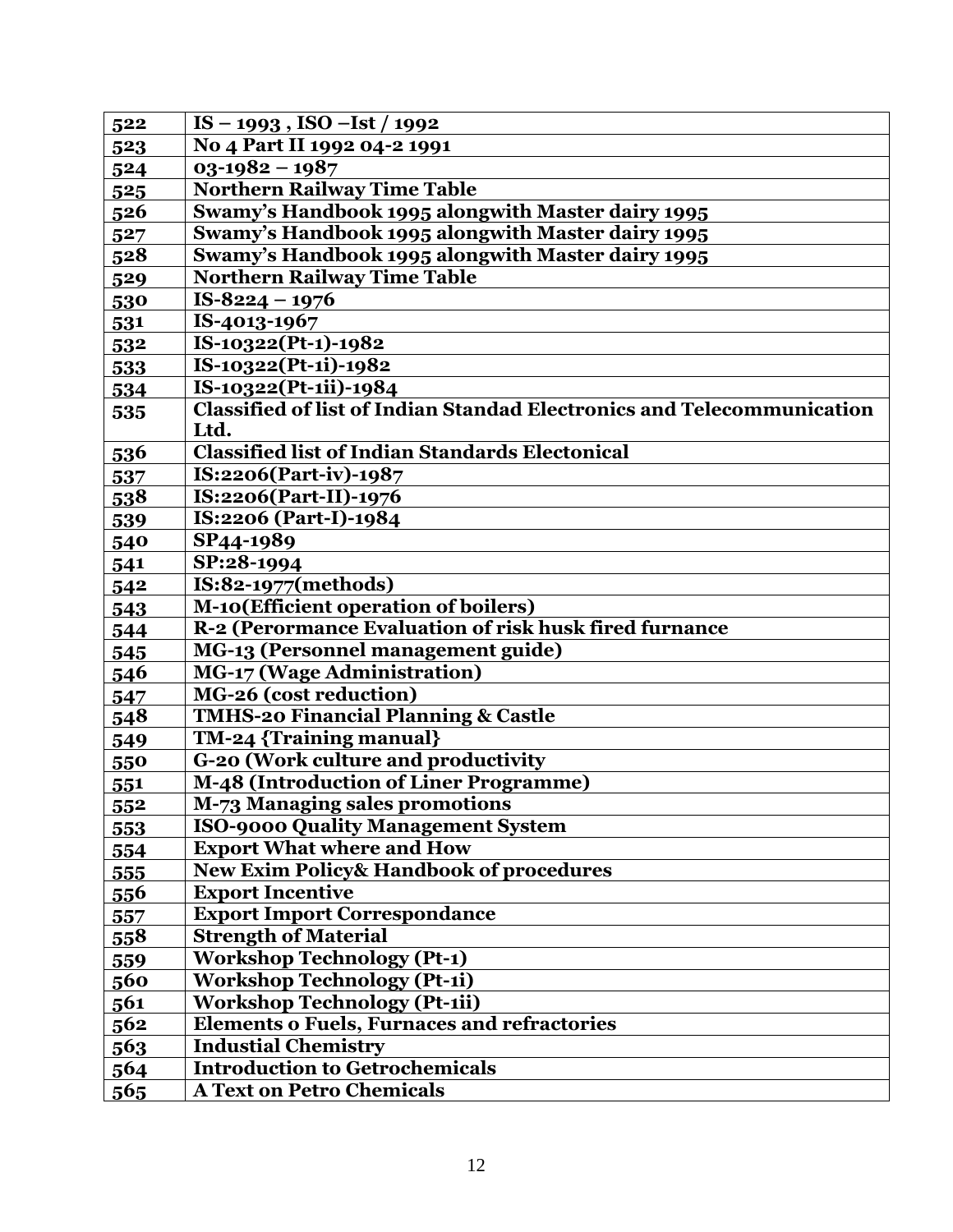| | |
|---|---|
| 522 | IS – 1993 , ISO –Ist / 1992 |
| 523 | No 4 Part II 1992 04-2 1991 |
| 524 | 03-1982 – 1987 |
| 525 | Northern Railway Time Table |
| 526 | Swamy's Handbook 1995 alongwith Master dairy 1995 |
| 527 | Swamy's Handbook 1995 alongwith Master dairy 1995 |
| 528 | Swamy's Handbook 1995 alongwith Master dairy 1995 |
| 529 | Northern Railway Time Table |
| 530 | IS-8224 – 1976 |
| 531 | IS-4013-1967 |
| 532 | IS-10322(Pt-1)-1982 |
| 533 | IS-10322(Pt-1i)-1982 |
| 534 | IS-10322(Pt-1ii)-1984 |
| 535 | Classified of list of Indian Standad Electronics and Telecommunication Ltd. |
| 536 | Classified list of Indian Standards Electonical |
| 537 | IS:2206(Part-iv)-1987 |
| 538 | IS:2206(Part-II)-1976 |
| 539 | IS:2206 (Part-I)-1984 |
| 540 | SP44-1989 |
| 541 | SP:28-1994 |
| 542 | IS:82-1977(methods) |
| 543 | M-10(Efficient operation of boilers) |
| 544 | R-2 (Perormance Evaluation of risk husk fired furnance |
| 545 | MG-13 (Personnel management guide) |
| 546 | MG-17 (Wage Administration) |
| 547 | MG-26 (cost reduction) |
| 548 | TMHS-20 Financial Planning & Castle |
| 549 | TM-24 {Training manual} |
| 550 | G-20 (Work culture and productivity |
| 551 | M-48 (Introduction of Liner Programme) |
| 552 | M-73 Managing sales promotions |
| 553 | ISO-9000 Quality Management System |
| 554 | Export What where and How |
| 555 | New Exim Policy& Handbook of procedures |
| 556 | Export Incentive |
| 557 | Export Import Correspondance |
| 558 | Strength of Material |
| 559 | Workshop Technology (Pt-1) |
| 560 | Workshop Technology (Pt-1i) |
| 561 | Workshop Technology (Pt-1ii) |
| 562 | Elements o Fuels, Furnaces and refractories |
| 563 | Industial Chemistry |
| 564 | Introduction to Getrochemicals |
| 565 | A Text on Petro Chemicals |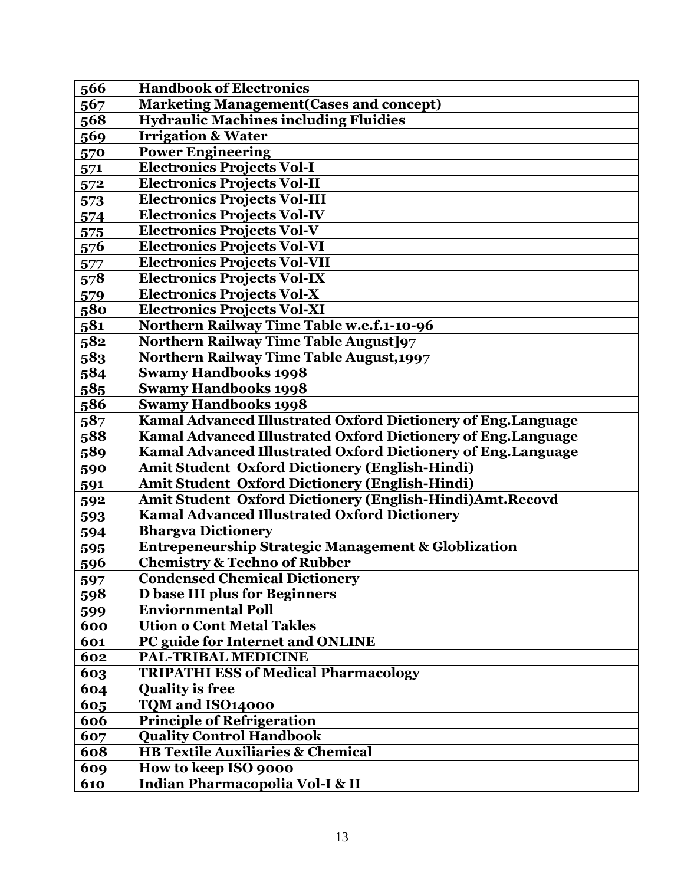| 566 | Handbook of Electronics |
|---|---|
| 567 | Marketing Management(Cases and concept) |
| 568 | Hydraulic Machines including Fluidies |
| 569 | Irrigation & Water |
| 570 | Power Engineering |
| 571 | Electronics Projects Vol-I |
| 572 | Electronics Projects Vol-II |
| 573 | Electronics Projects Vol-III |
| 574 | Electronics Projects Vol-IV |
| 575 | Electronics Projects Vol-V |
| 576 | Electronics Projects Vol-VI |
| 577 | Electronics Projects Vol-VII |
| 578 | Electronics Projects Vol-IX |
| 579 | Electronics Projects Vol-X |
| 580 | Electronics Projects Vol-XI |
| 581 | Northern Railway Time Table w.e.f.1-10-96 |
| 582 | Northern Railway Time Table August]97 |
| 583 | Northern Railway Time Table August,1997 |
| 584 | Swamy Handbooks 1998 |
| 585 | Swamy Handbooks 1998 |
| 586 | Swamy Handbooks 1998 |
| 587 | Kamal Advanced Illustrated Oxford Dictionery of Eng.Language |
| 588 | Kamal Advanced Illustrated Oxford Dictionery of Eng.Language |
| 589 | Kamal Advanced Illustrated Oxford Dictionery of Eng.Language |
| 590 | Amit Student Oxford Dictionery (English-Hindi) |
| 591 | Amit Student Oxford Dictionery (English-Hindi) |
| 592 | Amit Student Oxford Dictionery (English-Hindi)Amt.Recovd |
| 593 | Kamal Advanced Illustrated Oxford Dictionery |
| 594 | Bhargva Dictionery |
| 595 | Entrepeneurship Strategic Management & Globlization |
| 596 | Chemistry & Techno of Rubber |
| 597 | Condensed Chemical Dictionery |
| 598 | D base III plus for Beginners |
| 599 | Enviornmental Poll |
| 600 | Ution o Cont Metal Takles |
| 601 | PC guide for Internet and ONLINE |
| 602 | PAL-TRIBAL MEDICINE |
| 603 | TRIPATHI ESS of Medical Pharmacology |
| 604 | Quality is free |
| 605 | TQM and ISO14000 |
| 606 | Principle of Refrigeration |
| 607 | Quality Control Handbook |
| 608 | HB Textile Auxiliaries & Chemical |
| 609 | How to keep ISO 9000 |
| 610 | Indian Pharmacopolia Vol-I & II |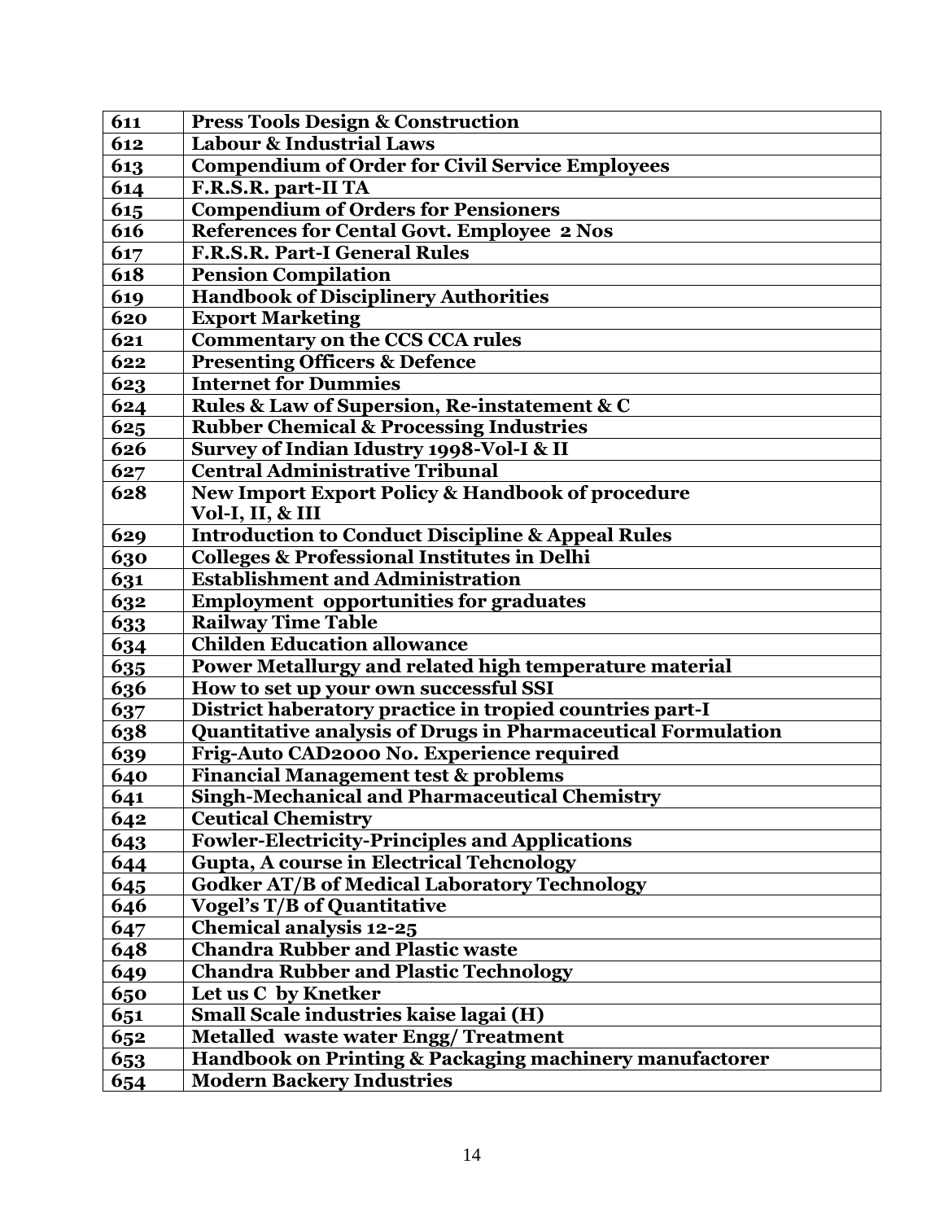| 611 | **Press Tools Design & Construction** |
|---|---|
| 612 | **Labour & Industrial Laws** |
| 613 | **Compendium of Order for Civil Service Employees** |
| 614 | **F.R.S.R. part-II TA** |
| 615 | **Compendium of Orders for Pensioners** |
| 616 | **References for Cental Govt. Employee 2 Nos** |
| 617 | **F.R.S.R. Part-I General Rules** |
| 618 | **Pension Compilation** |
| 619 | **Handbook of Disciplinery Authorities** |
| 620 | **Export Marketing** |
| 621 | **Commentary on the CCS CCA rules** |
| 622 | **Presenting Officers & Defence** |
| 623 | **Internet for Dummies** |
| 624 | **Rules & Law of Supersion, Re-instatement & C** |
| 625 | **Rubber Chemical & Processing Industries** |
| 626 | **Survey of Indian Idustry 1998-Vol-I & II** |
| 627 | **Central Administrative Tribunal** |
| 628 | **New Import Export Policy & Handbook of procedure Vol-I, II, & III** |
| 629 | **Introduction to Conduct Discipline & Appeal Rules** |
| 630 | **Colleges & Professional Institutes in Delhi** |
| 631 | **Establishment and Administration** |
| 632 | **Employment opportunities for graduates** |
| 633 | **Railway Time Table** |
| 634 | **Childen Education allowance** |
| 635 | **Power Metallurgy and related high temperature material** |
| 636 | **How to set up your own successful SSI** |
| 637 | **District haberatory practice in tropied countries part-I** |
| 638 | **Quantitative analysis of Drugs in Pharmaceutical Formulation** |
| 639 | **Frig-Auto CAD2000 No. Experience required** |
| 640 | **Financial Management test & problems** |
| 641 | **Singh-Mechanical and Pharmaceutical Chemistry** |
| 642 | **Ceutical Chemistry** |
| 643 | **Fowler-Electricity-Principles and Applications** |
| 644 | **Gupta, A course in Electrical Tehcnology** |
| 645 | **Godker AT/B of Medical Laboratory Technology** |
| 646 | **Vogel's T/B of Quantitative** |
| 647 | **Chemical analysis 12-25** |
| 648 | **Chandra Rubber and Plastic waste** |
| 649 | **Chandra Rubber and Plastic Technology** |
| 650 | **Let us C by Knetker** |
| 651 | **Small Scale industries kaise lagai (H)** |
| 652 | **Metalled waste water Engg/ Treatment** |
| 653 | **Handbook on Printing & Packaging machinery manufactorer** |
| 654 | **Modern Backery Industries** |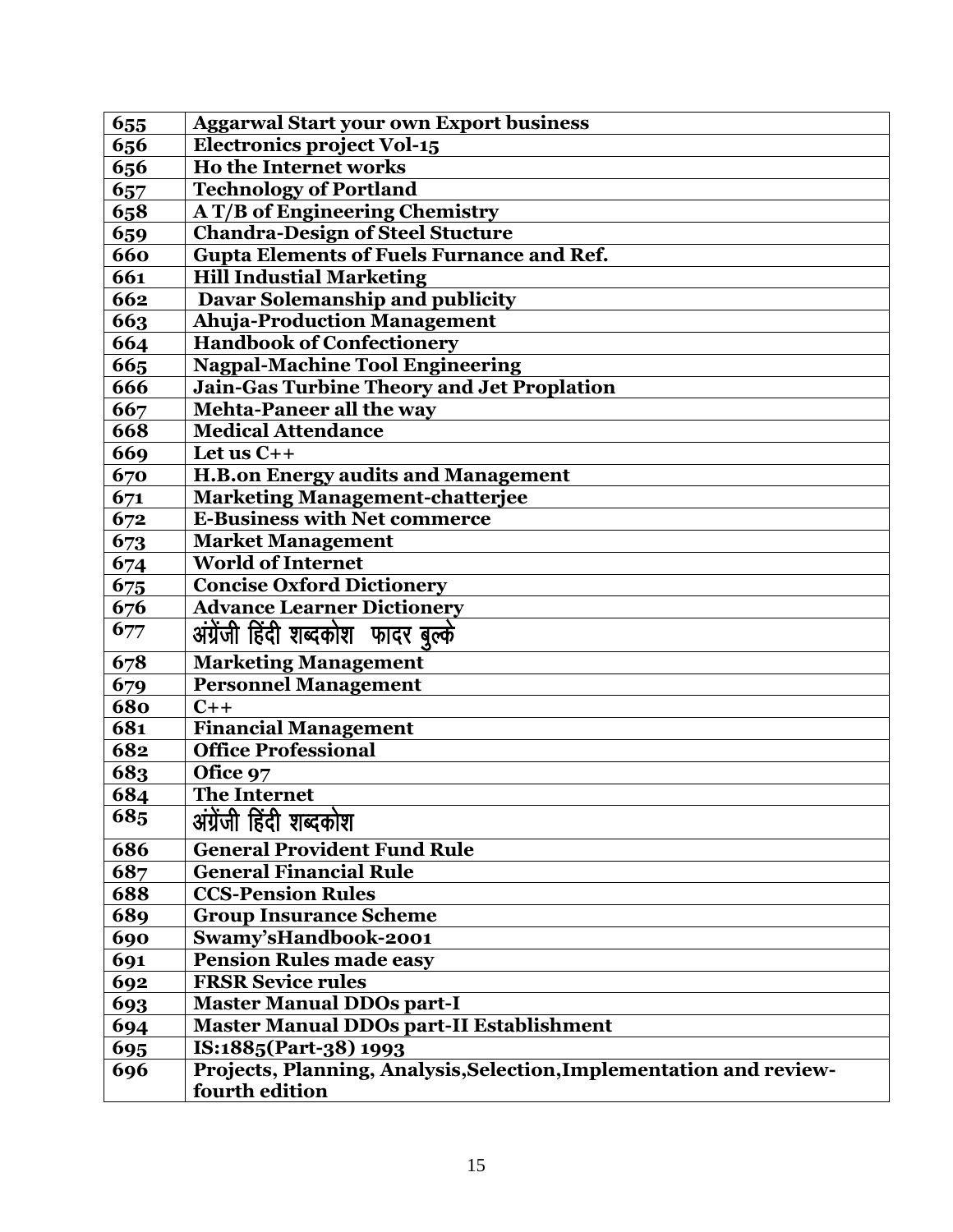| 655 | Aggarwal Start your own Export business |
|---|---|
| 656 | Electronics project Vol-15 |
| 656 | Ho the Internet works |
| 657 | Technology of Portland |
| 658 | A T/B of Engineering Chemistry |
| 659 | Chandra-Design of Steel Stucture |
| 660 | Gupta Elements of Fuels Furnance and Ref. |
| 661 | Hill Industial Marketing |
| 662 | Davar Solemanship and publicity |
| 663 | Ahuja-Production Management |
| 664 | Handbook of Confectionery |
| 665 | Nagpal-Machine Tool Engineering |
| 666 | Jain-Gas Turbine Theory and Jet Proplation |
| 667 | Mehta-Paneer all the way |
| 668 | Medical Attendance |
| 669 | Let us C++ |
| 670 | H.B.on Energy audits and Management |
| 671 | Marketing Management-chatterjee |
| 672 | E-Business with Net commerce |
| 673 | Market Management |
| 674 | World of Internet |
| 675 | Concise Oxford Dictionery |
| 676 | Advance Learner Dictionery |
| 677 | अंग्रेंजी हिंदी शब्दकोश फादर बुल्के |
| 678 | Marketing Management |
| 679 | Personnel Management |
| 680 | C++ |
| 681 | Financial Management |
| 682 | Office Professional |
| 683 | Ofice 97 |
| 684 | The Internet |
| 685 | अंग्रेंजी हिंदी शब्दकोश |
| 686 | General Provident Fund Rule |
| 687 | General Financial Rule |
| 688 | CCS-Pension Rules |
| 689 | Group Insurance Scheme |
| 690 | Swamy'sHandbook-2001 |
| 691 | Pension Rules made easy |
| 692 | FRSR Sevice rules |
| 693 | Master Manual DDOs part-I |
| 694 | Master Manual DDOs part-II Establishment |
| 695 | IS:1885(Part-38) 1993 |
| 696 | Projects, Planning, Analysis,Selection,Implementation and review-fourth edition |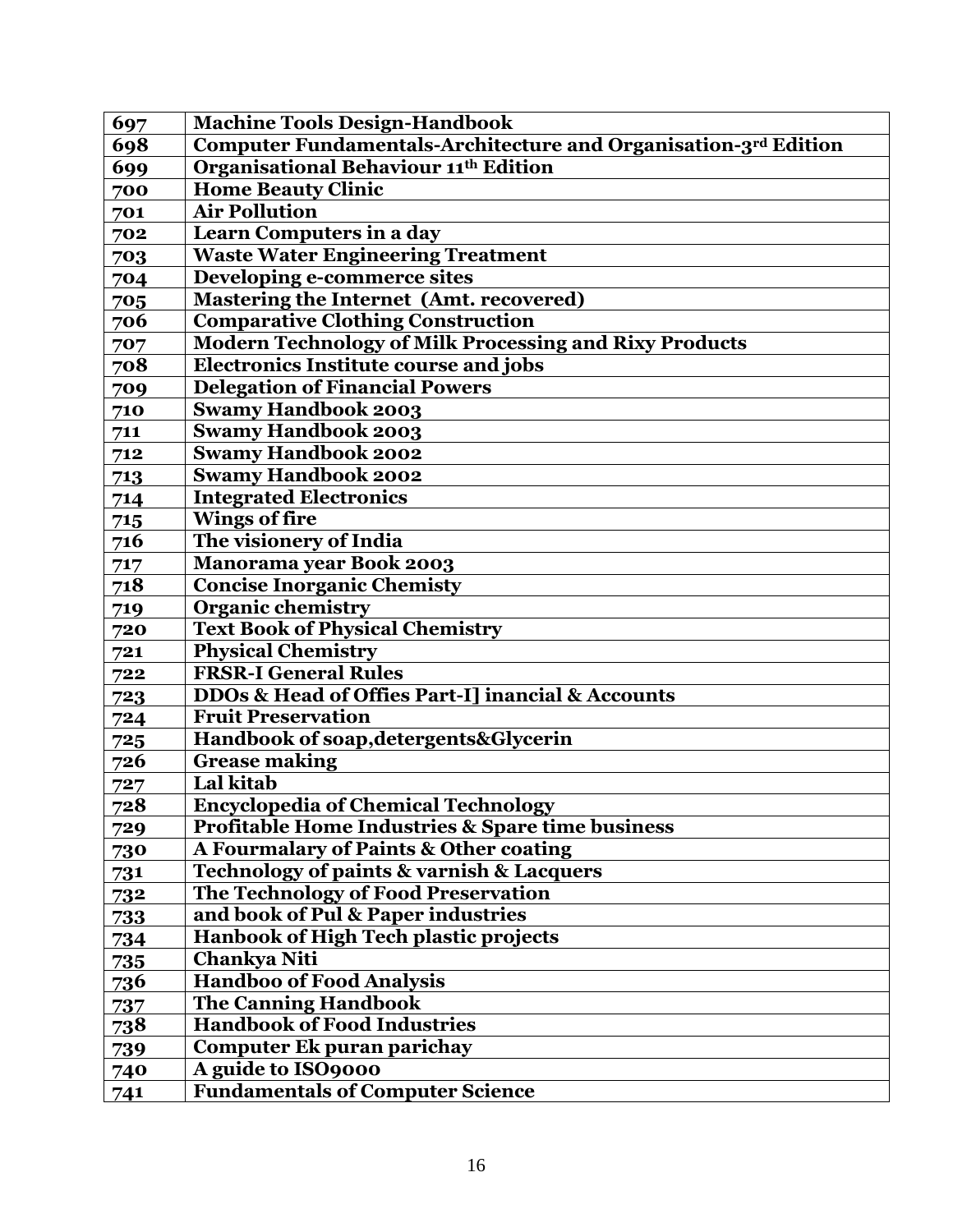| 697 | Machine Tools Design-Handbook |
|---|---|
| 698 | Computer Fundamentals-Architecture and Organisation-3rd Edition |
| 699 | Organisational Behaviour 11th Edition |
| 700 | Home Beauty Clinic |
| 701 | Air Pollution |
| 702 | Learn Computers in a day |
| 703 | Waste Water Engineering Treatment |
| 704 | Developing e-commerce sites |
| 705 | Mastering the Internet (Amt. recovered) |
| 706 | Comparative Clothing Construction |
| 707 | Modern Technology of Milk Processing and Rixy Products |
| 708 | Electronics Institute course and jobs |
| 709 | Delegation of Financial Powers |
| 710 | Swamy Handbook 2003 |
| 711 | Swamy Handbook 2003 |
| 712 | Swamy Handbook 2002 |
| 713 | Swamy Handbook 2002 |
| 714 | Integrated Electronics |
| 715 | Wings of fire |
| 716 | The visionery of India |
| 717 | Manorama year Book 2003 |
| 718 | Concise Inorganic Chemisty |
| 719 | Organic chemistry |
| 720 | Text Book of Physical Chemistry |
| 721 | Physical Chemistry |
| 722 | FRSR-I General Rules |
| 723 | DDOs & Head of Offies Part-I] inancial & Accounts |
| 724 | Fruit Preservation |
| 725 | Handbook of soap,detergents&Glycerin |
| 726 | Grease making |
| 727 | Lal kitab |
| 728 | Encyclopedia of Chemical Technology |
| 729 | Profitable Home Industries & Spare time business |
| 730 | A Fourmalary of Paints & Other coating |
| 731 | Technology of paints & varnish & Lacquers |
| 732 | The Technology of Food Preservation |
| 733 | and book of Pul & Paper industries |
| 734 | Hanbook of High Tech plastic projects |
| 735 | Chankya Niti |
| 736 | Handboo of Food Analysis |
| 737 | The Canning Handbook |
| 738 | Handbook of Food Industries |
| 739 | Computer Ek puran parichay |
| 740 | A guide to ISO9000 |
| 741 | Fundamentals of Computer Science |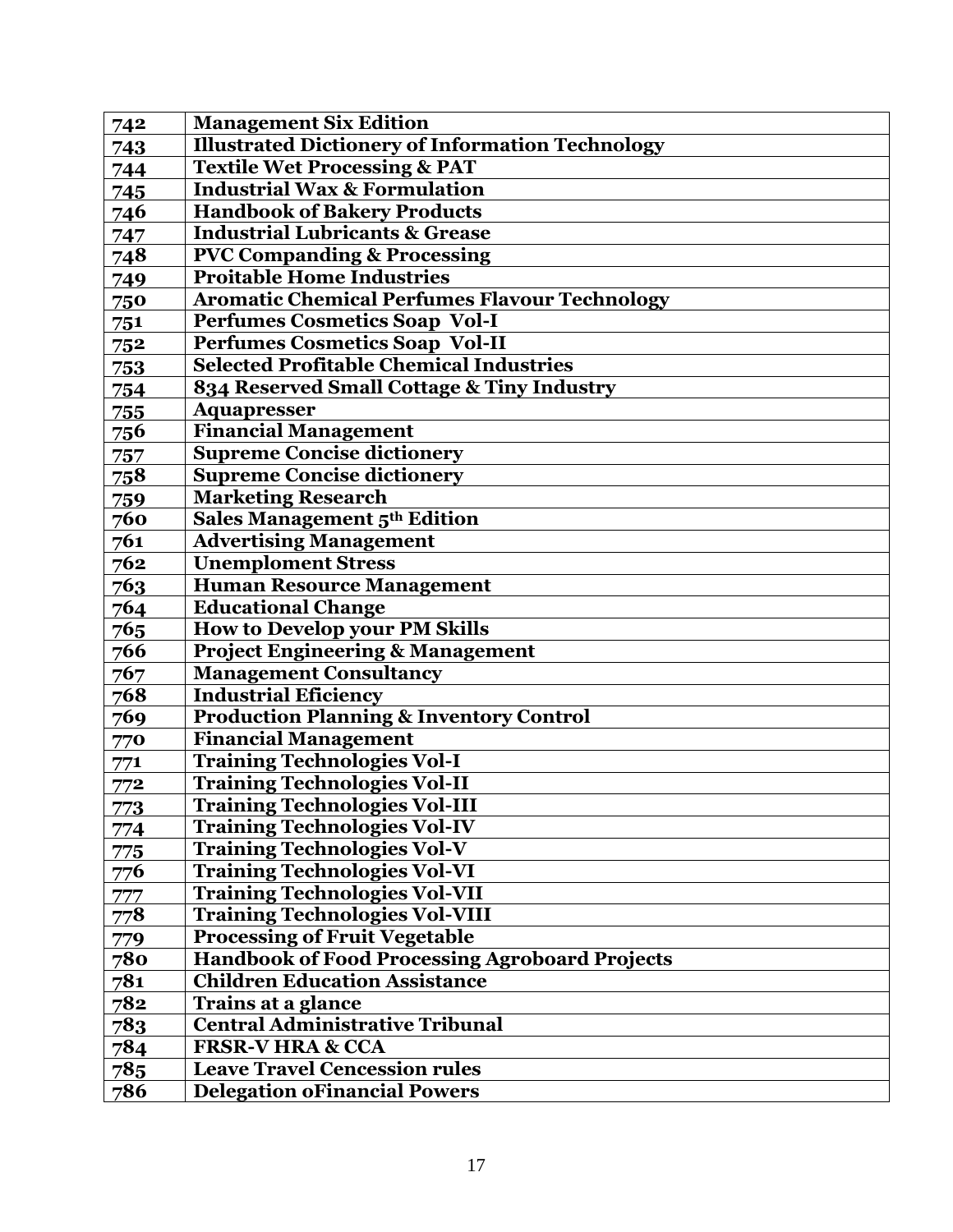| 742 | **Management Six Edition** |
|---|---|
| 743 | **Illustrated Dictionery of Information Technology** |
| 744 | **Textile Wet Processing & PAT** |
| 745 | **Industrial Wax & Formulation** |
| 746 | **Handbook of Bakery Products** |
| 747 | **Industrial Lubricants & Grease** |
| 748 | **PVC Companding & Processing** |
| 749 | **Proitable Home Industries** |
| 750 | **Aromatic Chemical Perfumes Flavour Technology** |
| 751 | **Perfumes Cosmetics Soap Vol-I** |
| 752 | **Perfumes Cosmetics Soap Vol-II** |
| 753 | **Selected Profitable Chemical Industries** |
| 754 | **834 Reserved Small Cottage & Tiny Industry** |
| 755 | **Aquapresser** |
| 756 | **Financial Management** |
| 757 | **Supreme Concise dictionery** |
| 758 | **Supreme Concise dictionery** |
| 759 | **Marketing Research** |
| 760 | **Sales Management 5th Edition** |
| 761 | **Advertising Management** |
| 762 | **Unemploment Stress** |
| 763 | **Human Resource Management** |
| 764 | **Educational Change** |
| 765 | **How to Develop your PM Skills** |
| 766 | **Project Engineering & Management** |
| 767 | **Management Consultancy** |
| 768 | **Industrial Eficiency** |
| 769 | **Production Planning & Inventory Control** |
| 770 | **Financial Management** |
| 771 | **Training Technologies Vol-I** |
| 772 | **Training Technologies Vol-II** |
| 773 | **Training Technologies Vol-III** |
| 774 | **Training Technologies Vol-IV** |
| 775 | **Training Technologies Vol-V** |
| 776 | **Training Technologies Vol-VI** |
| 777 | **Training Technologies Vol-VII** |
| 778 | **Training Technologies Vol-VIII** |
| 779 | **Processing of Fruit Vegetable** |
| 780 | **Handbook of Food Processing Agroboard Projects** |
| 781 | **Children Education Assistance** |
| 782 | **Trains at a glance** |
| 783 | **Central Administrative Tribunal** |
| 784 | **FRSR-V HRA & CCA** |
| 785 | **Leave Travel Cencession rules** |
| 786 | **Delegation oFinancial Powers** |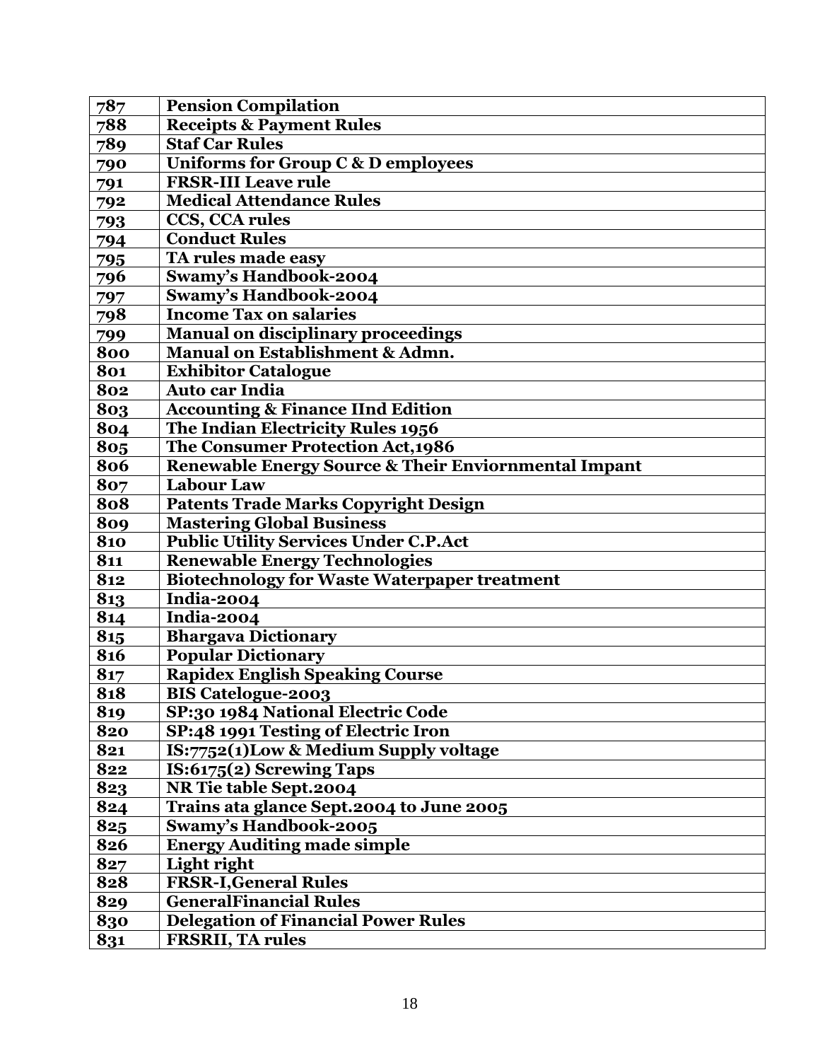| 787 | **Pension Compilation** |
|---|---|
| 788 | **Receipts & Payment Rules** |
| 789 | **Staf Car Rules** |
| 790 | **Uniforms for Group C & D employees** |
| 791 | **FRSR-III Leave rule** |
| 792 | **Medical Attendance Rules** |
| 793 | **CCS, CCA rules** |
| 794 | **Conduct Rules** |
| 795 | **TA rules made easy** |
| 796 | **Swamy's Handbook-2004** |
| 797 | **Swamy's Handbook-2004** |
| 798 | **Income Tax on salaries** |
| 799 | **Manual on disciplinary proceedings** |
| 800 | **Manual on Establishment & Admn.** |
| 801 | **Exhibitor Catalogue** |
| 802 | **Auto car India** |
| 803 | **Accounting & Finance IInd Edition** |
| 804 | **The Indian Electricity Rules 1956** |
| 805 | **The Consumer Protection Act,1986** |
| 806 | **Renewable Energy Source & Their Enviornmental Impant** |
| 807 | **Labour Law** |
| 808 | **Patents Trade Marks Copyright Design** |
| 809 | **Mastering Global Business** |
| 810 | **Public Utility Services Under C.P.Act** |
| 811 | **Renewable Energy Technologies** |
| 812 | **Biotechnology for Waste Waterpaper treatment** |
| 813 | **India-2004** |
| 814 | **India-2004** |
| 815 | **Bhargava Dictionary** |
| 816 | **Popular Dictionary** |
| 817 | **Rapidex English Speaking Course** |
| 818 | **BIS Catelogue-2003** |
| 819 | **SP:30 1984 National Electric Code** |
| 820 | **SP:48 1991 Testing of Electric Iron** |
| 821 | **IS:7752(1)Low & Medium Supply voltage** |
| 822 | **IS:6175(2) Screwing Taps** |
| 823 | **NR Tie table Sept.2004** |
| 824 | **Trains ata glance Sept.2004 to June 2005** |
| 825 | **Swamy's Handbook-2005** |
| 826 | **Energy Auditing made simple** |
| 827 | **Light right** |
| 828 | **FRSR-I,General Rules** |
| 829 | **GeneralFinancial Rules** |
| 830 | **Delegation of Financial Power Rules** |
| 831 | **FRSRII, TA rules** |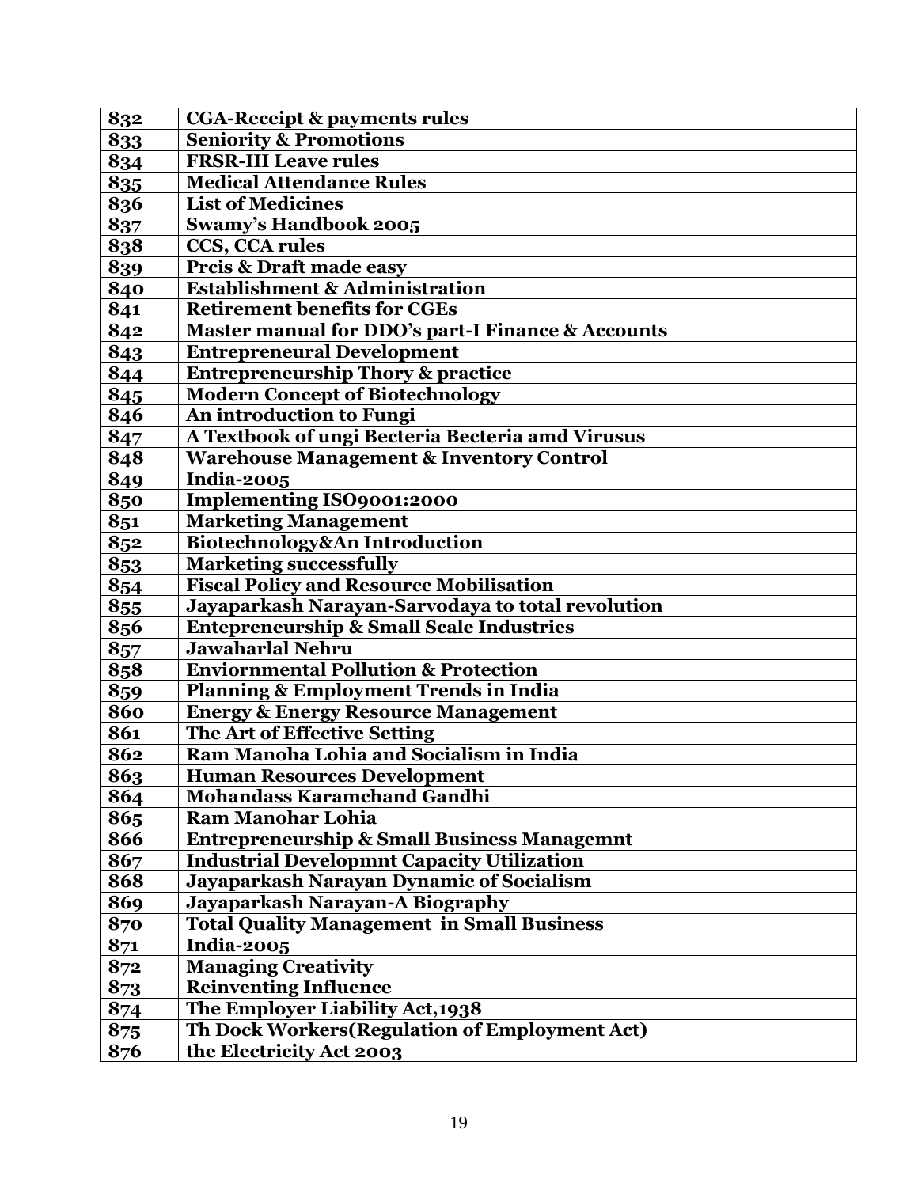| | |
|---|---|
| **832** | **CGA-Receipt & payments rules** |
| **833** | **Seniority & Promotions** |
| **834** | **FRSR-III Leave rules** |
| **835** | **Medical Attendance Rules** |
| **836** | **List of Medicines** |
| **837** | **Swamy's Handbook 2005** |
| **838** | **CCS, CCA rules** |
| **839** | **Prcis & Draft made easy** |
| **840** | **Establishment & Administration** |
| **841** | **Retirement benefits for CGEs** |
| **842** | **Master manual for DDO's part-I Finance & Accounts** |
| **843** | **Entrepreneural Development** |
| **844** | **Entrepreneurship Thory & practice** |
| **845** | **Modern Concept of Biotechnology** |
| **846** | **An introduction to Fungi** |
| **847** | **A Textbook of ungi Becteria Becteria amd Virusus** |
| **848** | **Warehouse Management & Inventory Control** |
| **849** | **India-2005** |
| **850** | **Implementing ISO9001:2000** |
| **851** | **Marketing Management** |
| **852** | **Biotechnology&An Introduction** |
| **853** | **Marketing successfully** |
| **854** | **Fiscal Policy and Resource Mobilisation** |
| **855** | **Jayaparkash Narayan-Sarvodaya to total revolution** |
| **856** | **Entepreneurship & Small Scale Industries** |
| **857** | **Jawaharlal Nehru** |
| **858** | **Enviornmental Pollution & Protection** |
| **859** | **Planning & Employment Trends in India** |
| **860** | **Energy & Energy Resource Management** |
| **861** | **The Art of Effective Setting** |
| **862** | **Ram Manoha Lohia and Socialism in India** |
| **863** | **Human Resources Development** |
| **864** | **Mohandass Karamchand Gandhi** |
| **865** | **Ram Manohar Lohia** |
| **866** | **Entrepreneurship & Small Business Managemnt** |
| **867** | **Industrial Developmnt Capacity Utilization** |
| **868** | **Jayaparkash Narayan Dynamic of Socialism** |
| **869** | **Jayaparkash Narayan-A Biography** |
| **870** | **Total Quality Management in Small Business** |
| **871** | **India-2005** |
| **872** | **Managing Creativity** |
| **873** | **Reinventing Influence** |
| **874** | **The Employer Liability Act,1938** |
| **875** | **Th Dock Workers(Regulation of Employment Act)** |
| **876** | **the Electricity Act 2003** |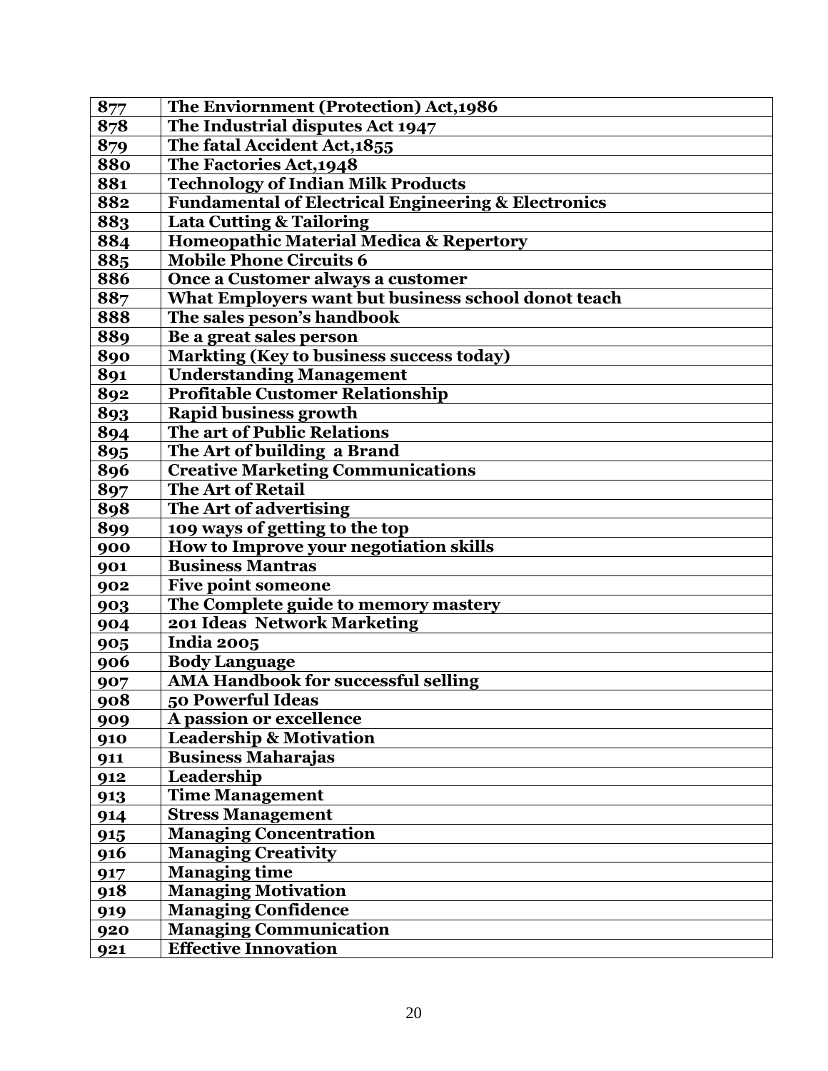| 877 | The Enviornment (Protection) Act,1986 |
|---|---|
| 878 | The Industrial disputes Act 1947 |
| 879 | The fatal Accident Act,1855 |
| 880 | The Factories Act,1948 |
| 881 | Technology of Indian Milk Products |
| 882 | Fundamental of Electrical Engineering & Electronics |
| 883 | Lata Cutting & Tailoring |
| 884 | Homeopathic Material Medica & Repertory |
| 885 | Mobile Phone Circuits 6 |
| 886 | Once a Customer always a customer |
| 887 | What Employers want but business school donot teach |
| 888 | The sales peson's handbook |
| 889 | Be a great sales person |
| 890 | Markting (Key to business success today) |
| 891 | Understanding Management |
| 892 | Profitable Customer Relationship |
| 893 | Rapid business growth |
| 894 | The art of Public Relations |
| 895 | The Art of building a Brand |
| 896 | Creative Marketing Communications |
| 897 | The Art of Retail |
| 898 | The Art of advertising |
| 899 | 109 ways of getting to the top |
| 900 | How to Improve your negotiation skills |
| 901 | Business Mantras |
| 902 | Five point someone |
| 903 | The Complete guide to memory mastery |
| 904 | 201 Ideas Network Marketing |
| 905 | India 2005 |
| 906 | Body Language |
| 907 | AMA Handbook for successful selling |
| 908 | 50 Powerful Ideas |
| 909 | A passion or excellence |
| 910 | Leadership & Motivation |
| 911 | Business Maharajas |
| 912 | Leadership |
| 913 | Time Management |
| 914 | Stress Management |
| 915 | Managing Concentration |
| 916 | Managing Creativity |
| 917 | Managing time |
| 918 | Managing Motivation |
| 919 | Managing Confidence |
| 920 | Managing Communication |
| 921 | Effective Innovation |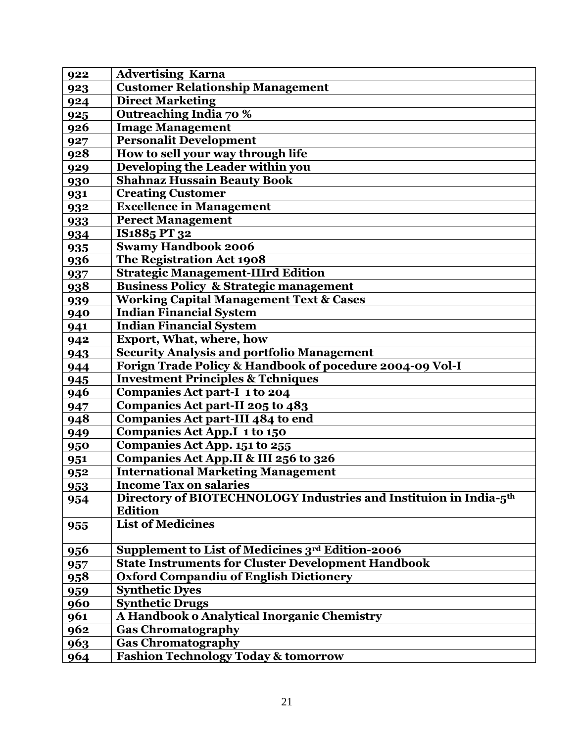| 922 | Advertising Karna |
|---|---|
| 923 | Customer Relationship Management |
| 924 | Direct Marketing |
| 925 | Outreaching India 70 % |
| 926 | Image Management |
| 927 | Personalit Development |
| 928 | How to sell your way through life |
| 929 | Developing the Leader within you |
| 930 | Shahnaz Hussain Beauty Book |
| 931 | Creating Customer |
| 932 | Excellence in Management |
| 933 | Perect Management |
| 934 | IS1885 PT 32 |
| 935 | Swamy Handbook 2006 |
| 936 | The Registration Act 1908 |
| 937 | Strategic Management-IIIrd Edition |
| 938 | Business Policy & Strategic management |
| 939 | Working Capital Management Text & Cases |
| 940 | Indian Financial System |
| 941 | Indian Financial System |
| 942 | Export, What, where, how |
| 943 | Security Analysis and portfolio Management |
| 944 | Forign Trade Policy & Handbook of pocedure 2004-09 Vol-I |
| 945 | Investment Principles & Tchniques |
| 946 | Companies Act part-I 1 to 204 |
| 947 | Companies Act part-II 205 to 483 |
| 948 | Companies Act part-III 484 to end |
| 949 | Companies Act App.I 1 to 150 |
| 950 | Companies Act App. 151 to 255 |
| 951 | Companies Act App.II & III 256 to 326 |
| 952 | International Marketing Management |
| 953 | Income Tax on salaries |
| 954 | Directory of BIOTECHNOLOGY Industries and Instituion in India-5th Edition |
| 955 | List of Medicines |
| 956 | Supplement to List of Medicines 3rd Edition-2006 |
| 957 | State Instruments for Cluster Development Handbook |
| 958 | Oxford Compandiu of English Dictionery |
| 959 | Synthetic Dyes |
| 960 | Synthetic Drugs |
| 961 | A Handbook o Analytical Inorganic Chemistry |
| 962 | Gas Chromatography |
| 963 | Gas Chromatography |
| 964 | Fashion Technology Today & tomorrow |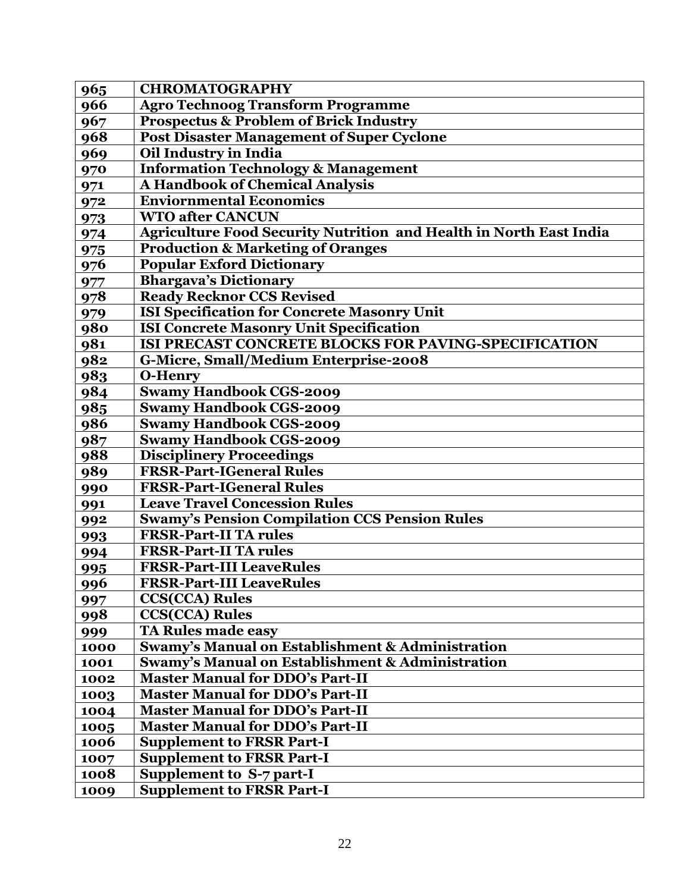| 965 | CHROMATOGRAPHY |
|---|---|
| 966 | Agro Technoog Transform Programme |
| 967 | Prospectus & Problem of Brick Industry |
| 968 | Post Disaster Management of Super Cyclone |
| 969 | Oil Industry in India |
| 970 | Information Technology & Management |
| 971 | A Handbook of Chemical Analysis |
| 972 | Enviornmental Economics |
| 973 | WTO after CANCUN |
| 974 | Agriculture Food Security Nutrition and Health in North East India |
| 975 | Production & Marketing of Oranges |
| 976 | Popular Exford Dictionary |
| 977 | Bhargava's Dictionary |
| 978 | Ready Recknor CCS Revised |
| 979 | ISI Specification for Concrete Masonry Unit |
| 980 | ISI Concrete Masonry Unit Specification |
| 981 | ISI PRECAST CONCRETE BLOCKS FOR PAVING-SPECIFICATION |
| 982 | G-Micre, Small/Medium Enterprise-2008 |
| 983 | O-Henry |
| 984 | Swamy Handbook CGS-2009 |
| 985 | Swamy Handbook CGS-2009 |
| 986 | Swamy Handbook CGS-2009 |
| 987 | Swamy Handbook CGS-2009 |
| 988 | Disciplinery Proceedings |
| 989 | FRSR-Part-IGeneral Rules |
| 990 | FRSR-Part-IGeneral Rules |
| 991 | Leave Travel Concession Rules |
| 992 | Swamy's Pension Compilation CCS Pension Rules |
| 993 | FRSR-Part-II TA rules |
| 994 | FRSR-Part-II TA rules |
| 995 | FRSR-Part-III LeaveRules |
| 996 | FRSR-Part-III LeaveRules |
| 997 | CCS(CCA) Rules |
| 998 | CCS(CCA) Rules |
| 999 | TA Rules made easy |
| 1000 | Swamy's Manual on Establishment & Administration |
| 1001 | Swamy's Manual on Establishment & Administration |
| 1002 | Master Manual for DDO's Part-II |
| 1003 | Master Manual for DDO's Part-II |
| 1004 | Master Manual for DDO's Part-II |
| 1005 | Master Manual for DDO's Part-II |
| 1006 | Supplement to FRSR Part-I |
| 1007 | Supplement to FRSR Part-I |
| 1008 | Supplement to S-7 part-I |
| 1009 | Supplement to FRSR Part-I |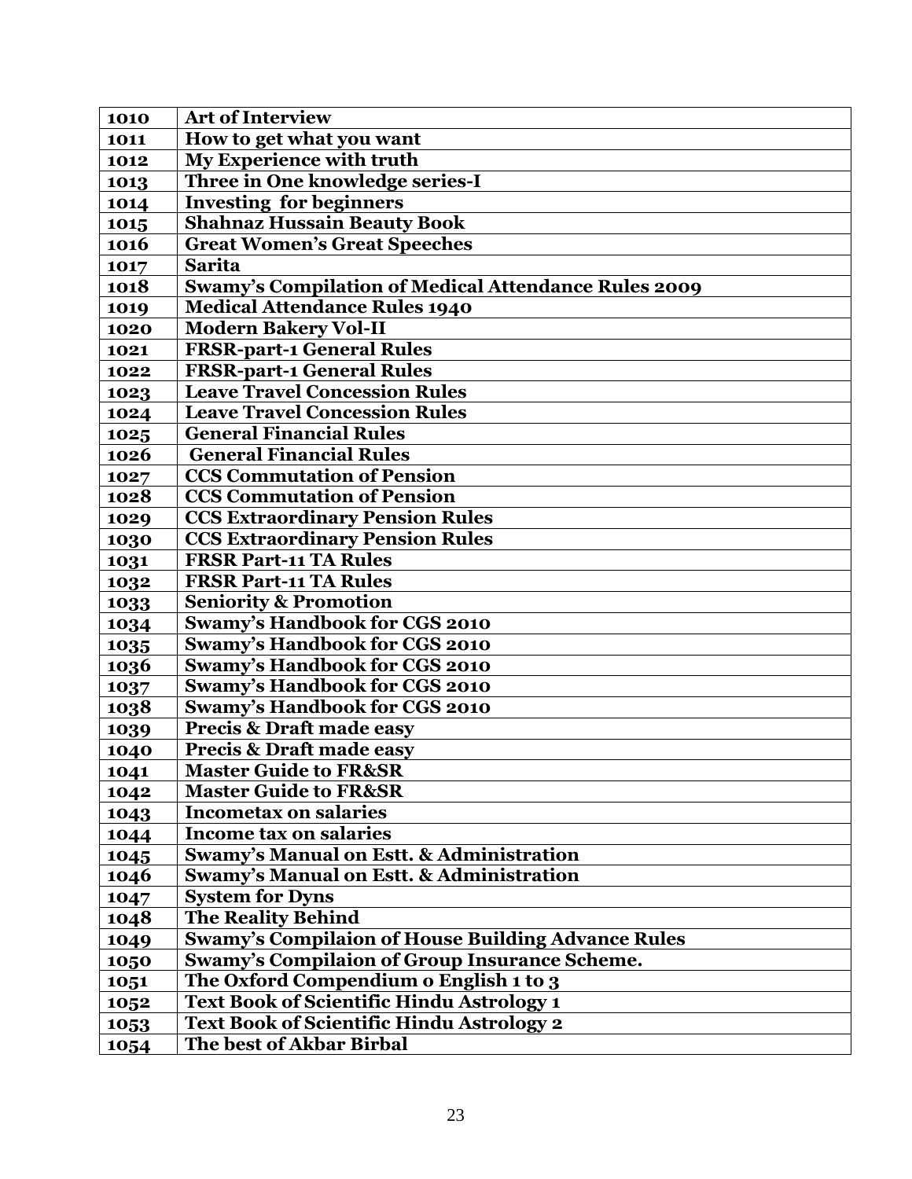| 1010 | Art of Interview |
|---|---|
| 1011 | How to get what you want |
| 1012 | My Experience with truth |
| 1013 | Three in One knowledge series-I |
| 1014 | Investing for beginners |
| 1015 | Shahnaz Hussain Beauty Book |
| 1016 | Great Women's Great Speeches |
| 1017 | Sarita |
| 1018 | Swamy's Compilation of Medical Attendance Rules 2009 |
| 1019 | Medical Attendance Rules 1940 |
| 1020 | Modern Bakery Vol-II |
| 1021 | FRSR-part-1 General Rules |
| 1022 | FRSR-part-1 General Rules |
| 1023 | Leave Travel Concession Rules |
| 1024 | Leave Travel Concession Rules |
| 1025 | General Financial Rules |
| 1026 | General Financial Rules |
| 1027 | CCS Commutation of Pension |
| 1028 | CCS Commutation of Pension |
| 1029 | CCS Extraordinary Pension Rules |
| 1030 | CCS Extraordinary Pension Rules |
| 1031 | FRSR Part-11 TA Rules |
| 1032 | FRSR Part-11 TA Rules |
| 1033 | Seniority & Promotion |
| 1034 | Swamy's Handbook for CGS 2010 |
| 1035 | Swamy's Handbook for CGS 2010 |
| 1036 | Swamy's Handbook for CGS 2010 |
| 1037 | Swamy's Handbook for CGS 2010 |
| 1038 | Swamy's Handbook for CGS 2010 |
| 1039 | Precis & Draft made easy |
| 1040 | Precis & Draft made easy |
| 1041 | Master Guide to FR&SR |
| 1042 | Master Guide to FR&SR |
| 1043 | Incometax on salaries |
| 1044 | Income tax on salaries |
| 1045 | Swamy's Manual on Estt. & Administration |
| 1046 | Swamy's Manual on Estt. & Administration |
| 1047 | System for Dyns |
| 1048 | The Reality Behind |
| 1049 | Swamy's Compilaion of House Building Advance Rules |
| 1050 | Swamy's Compilaion of Group Insurance Scheme. |
| 1051 | The Oxford Compendium o English 1 to 3 |
| 1052 | Text Book of Scientific Hindu Astrology 1 |
| 1053 | Text Book of Scientific Hindu Astrology 2 |
| 1054 | The best of Akbar Birbal |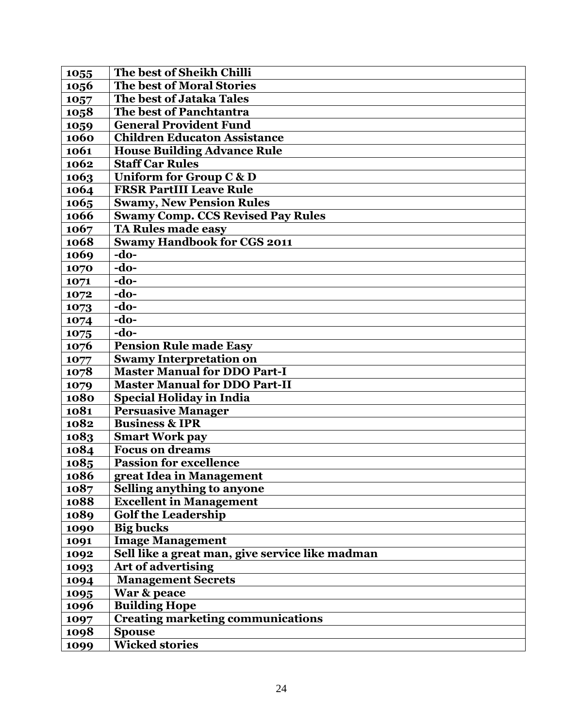| 1055 | The best of Sheikh Chilli |
|---|---|
| 1056 | The best of Moral Stories |
| 1057 | The best of Jataka Tales |
| 1058 | The best of Panchtantra |
| 1059 | General Provident Fund |
| 1060 | Children Educaton Assistance |
| 1061 | House Building Advance Rule |
| 1062 | Staff Car Rules |
| 1063 | Uniform for Group C & D |
| 1064 | FRSR PartIII Leave Rule |
| 1065 | Swamy, New Pension Rules |
| 1066 | Swamy Comp. CCS Revised Pay Rules |
| 1067 | TA Rules made easy |
| 1068 | Swamy Handbook for CGS 2011 |
| 1069 | -do- |
| 1070 | -do- |
| 1071 | -do- |
| 1072 | -do- |
| 1073 | -do- |
| 1074 | -do- |
| 1075 | -do- |
| 1076 | Pension Rule made Easy |
| 1077 | Swamy Interpretation on |
| 1078 | Master Manual for DDO Part-I |
| 1079 | Master Manual for DDO Part-II |
| 1080 | Special Holiday in India |
| 1081 | Persuasive Manager |
| 1082 | Business & IPR |
| 1083 | Smart Work pay |
| 1084 | Focus on dreams |
| 1085 | Passion for excellence |
| 1086 | great Idea in Management |
| 1087 | Selling anything to anyone |
| 1088 | Excellent in Management |
| 1089 | Golf the Leadership |
| 1090 | Big bucks |
| 1091 | Image Management |
| 1092 | Sell like a great man, give service like madman |
| 1093 | Art of advertising |
| 1094 | Management Secrets |
| 1095 | War & peace |
| 1096 | Building Hope |
| 1097 | Creating marketing communications |
| 1098 | Spouse |
| 1099 | Wicked stories |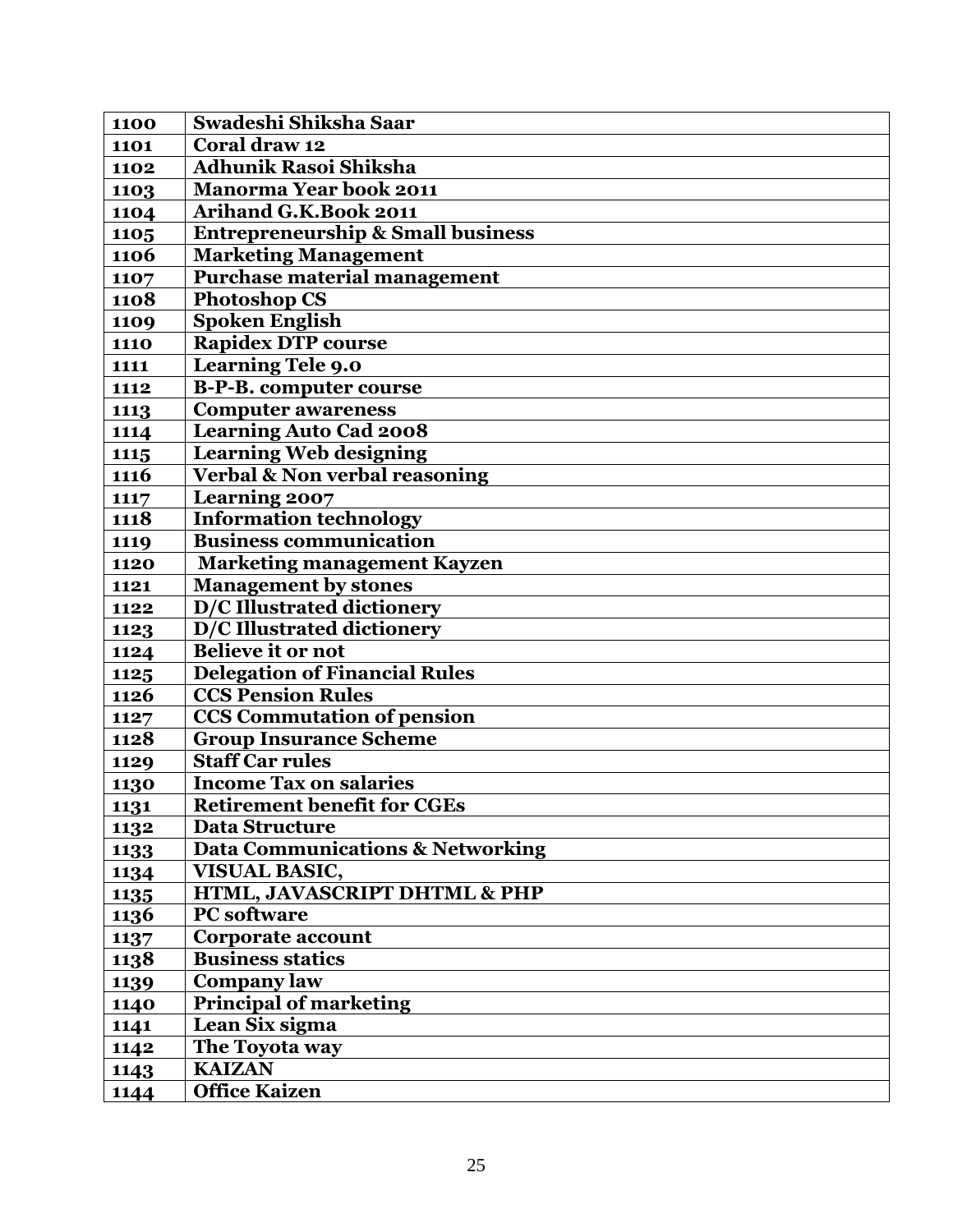| 1100 | Swadeshi Shiksha Saar |
|---|---|
| 1101 | Coral draw 12 |
| 1102 | Adhunik Rasoi Shiksha |
| 1103 | Manorma Year book 2011 |
| 1104 | Arihand G.K.Book 2011 |
| 1105 | Entrepreneurship & Small business |
| 1106 | Marketing Management |
| 1107 | Purchase material management |
| 1108 | Photoshop CS |
| 1109 | Spoken English |
| 1110 | Rapidex DTP course |
| 1111 | Learning Tele 9.0 |
| 1112 | B-P-B. computer course |
| 1113 | Computer awareness |
| 1114 | Learning Auto Cad 2008 |
| 1115 | Learning Web designing |
| 1116 | Verbal & Non verbal reasoning |
| 1117 | Learning 2007 |
| 1118 | Information technology |
| 1119 | Business communication |
| 1120 | Marketing management Kayzen |
| 1121 | Management by stones |
| 1122 | D/C Illustrated dictionery |
| 1123 | D/C Illustrated dictionery |
| 1124 | Believe it or not |
| 1125 | Delegation of Financial Rules |
| 1126 | CCS Pension Rules |
| 1127 | CCS Commutation of pension |
| 1128 | Group Insurance Scheme |
| 1129 | Staff Car rules |
| 1130 | Income Tax on salaries |
| 1131 | Retirement benefit for CGEs |
| 1132 | Data Structure |
| 1133 | Data Communications & Networking |
| 1134 | VISUAL BASIC, |
| 1135 | HTML, JAVASCRIPT DHTML & PHP |
| 1136 | PC software |
| 1137 | Corporate account |
| 1138 | Business statics |
| 1139 | Company law |
| 1140 | Principal of marketing |
| 1141 | Lean Six sigma |
| 1142 | The Toyota way |
| 1143 | KAIZAN |
| 1144 | Office Kaizen |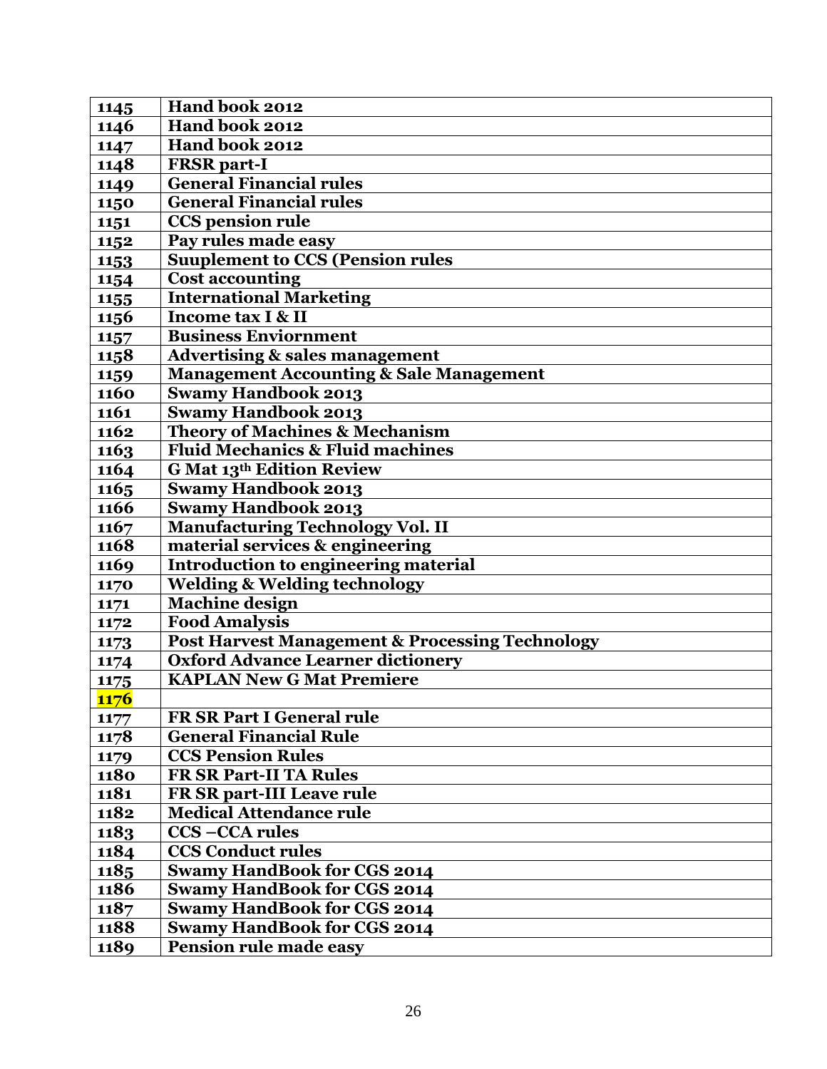| 1145 | Hand book 2012 |
|---|---|
| 1146 | Hand book 2012 |
| 1147 | Hand book 2012 |
| 1148 | FRSR part-I |
| 1149 | General Financial rules |
| 1150 | General Financial rules |
| 1151 | CCS pension rule |
| 1152 | Pay rules made easy |
| 1153 | Suuplement to CCS (Pension rules |
| 1154 | Cost accounting |
| 1155 | International Marketing |
| 1156 | Income tax I & II |
| 1157 | Business Enviornment |
| 1158 | Advertising & sales management |
| 1159 | Management Accounting & Sale Management |
| 1160 | Swamy Handbook 2013 |
| 1161 | Swamy Handbook 2013 |
| 1162 | Theory of Machines & Mechanism |
| 1163 | Fluid Mechanics & Fluid machines |
| 1164 | G Mat 13th Edition Review |
| 1165 | Swamy Handbook 2013 |
| 1166 | Swamy Handbook 2013 |
| 1167 | Manufacturing Technology Vol. II |
| 1168 | material services & engineering |
| 1169 | Introduction to engineering material |
| 1170 | Welding & Welding technology |
| 1171 | Machine design |
| 1172 | Food Analysis |
| 1173 | Post Harvest Management & Processing Technology |
| 1174 | Oxford Advance Learner dictionery |
| 1175 | KAPLAN New G Mat Premiere |
| 1176 | |
| 1177 | FR SR Part I General rule |
| 1178 | General Financial Rule |
| 1179 | CCS Pension Rules |
| 1180 | FR SR Part-II TA Rules |
| 1181 | FR SR part-III Leave rule |
| 1182 | Medical Attendance rule |
| 1183 | CCS –CCA rules |
| 1184 | CCS Conduct rules |
| 1185 | Swamy HandBook for CGS 2014 |
| 1186 | Swamy HandBook for CGS 2014 |
| 1187 | Swamy HandBook for CGS 2014 |
| 1188 | Swamy HandBook for CGS 2014 |
| 1189 | Pension rule made easy |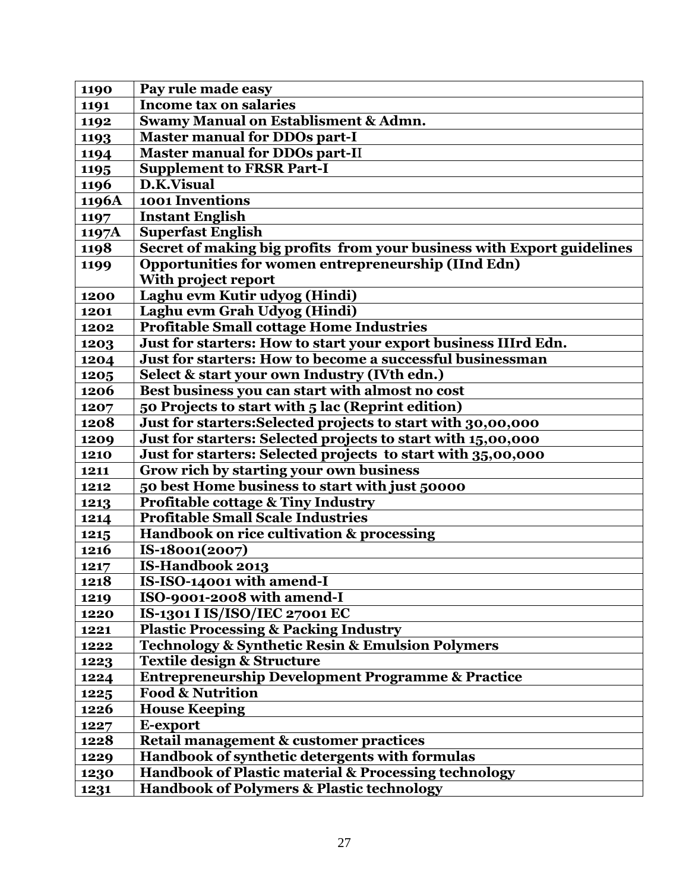| | |
|---|---|
| **1190** | **Pay rule made easy** |
| **1191** | **Income tax on salaries** |
| **1192** | **Swamy Manual on Establisment & Admn.** |
| **1193** | **Master manual for DDOs part-I** |
| **1194** | **Master manual for DDOs part-II** |
| **1195** | **Supplement to FRSR Part-I** |
| **1196** | **D.K.Visual** |
| **1196A** | **1001 Inventions** |
| **1197** | **Instant English** |
| **1197A** | **Superfast English** |
| **1198** | **Secret of making big profits from your business with Export guidelines** |
| **1199** | **Opportunities for women entrepreneurship (IInd Edn) With project report** |
| **1200** | **Laghu evm Kutir udyog (Hindi)** |
| **1201** | **Laghu evm Grah Udyog (Hindi)** |
| **1202** | **Profitable Small cottage Home Industries** |
| **1203** | **Just for starters: How to start your export business IIIrd Edn.** |
| **1204** | **Just for starters: How to become a successful businessman** |
| **1205** | **Select & start your own Industry (IVth edn.)** |
| **1206** | **Best business you can start with almost no cost** |
| **1207** | **50 Projects to start with 5 lac (Reprint edition)** |
| **1208** | **Just for starters:Selected projects to start with 30,00,000** |
| **1209** | **Just for starters: Selected projects to start with 15,00,000** |
| **1210** | **Just for starters: Selected projects to start with 35,00,000** |
| **1211** | **Grow rich by starting your own business** |
| **1212** | **50 best Home business to start with just 50000** |
| **1213** | **Profitable cottage & Tiny Industry** |
| **1214** | **Profitable Small Scale Industries** |
| **1215** | **Handbook on rice cultivation & processing** |
| **1216** | **IS-18001(2007)** |
| **1217** | **IS-Handbook 2013** |
| **1218** | **IS-ISO-14001 with amend-I** |
| **1219** | **ISO-9001-2008 with amend-I** |
| **1220** | **IS-1301 I IS/ISO/IEC 27001 EC** |
| **1221** | **Plastic Processing & Packing Industry** |
| **1222** | **Technology & Synthetic Resin & Emulsion Polymers** |
| **1223** | **Textile design & Structure** |
| **1224** | **Entrepreneurship Development Programme & Practice** |
| **1225** | **Food & Nutrition** |
| **1226** | **House Keeping** |
| **1227** | **E-export** |
| **1228** | **Retail management & customer practices** |
| **1229** | **Handbook of synthetic detergents with formulas** |
| **1230** | **Handbook of Plastic material & Processing technology** |
| **1231** | **Handbook of Polymers & Plastic technology** |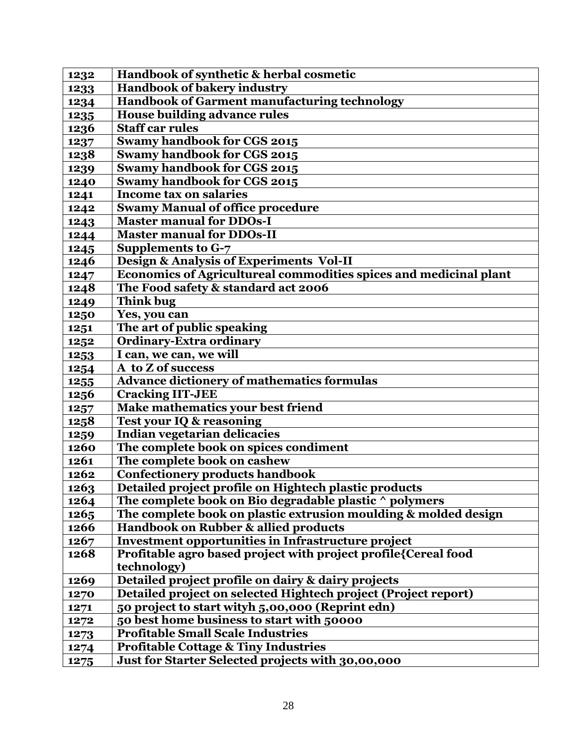| 1232 | Handbook of synthetic & herbal cosmetic |
|---|---|
| 1233 | Handbook of bakery industry |
| 1234 | Handbook of Garment manufacturing technology |
| 1235 | House building advance rules |
| 1236 | Staff car rules |
| 1237 | Swamy handbook for CGS 2015 |
| 1238 | Swamy handbook for CGS 2015 |
| 1239 | Swamy handbook for CGS 2015 |
| 1240 | Swamy handbook for CGS 2015 |
| 1241 | Income tax on salaries |
| 1242 | Swamy Manual of office procedure |
| 1243 | Master manual for DDOs-I |
| 1244 | Master manual for DDOs-II |
| 1245 | Supplements to G-7 |
| 1246 | Design & Analysis of Experiments Vol-II |
| 1247 | Economics of Agricultureal commodities spices and medicinal plant |
| 1248 | The Food safety & standard act 2006 |
| 1249 | Think bug |
| 1250 | Yes, you can |
| 1251 | The art of public speaking |
| 1252 | Ordinary-Extra ordinary |
| 1253 | I can, we can, we will |
| 1254 | A to Z of success |
| 1255 | Advance dictionery of mathematics formulas |
| 1256 | Cracking IIT-JEE |
| 1257 | Make mathematics your best friend |
| 1258 | Test your IQ & reasoning |
| 1259 | Indian vegetarian delicacies |
| 1260 | The complete book on spices condiment |
| 1261 | The complete book on cashew |
| 1262 | Confectionery products handbook |
| 1263 | Detailed project profile on Hightech plastic products |
| 1264 | The complete book on Bio degradable plastic ^ polymers |
| 1265 | The complete book on plastic extrusion moulding & molded design |
| 1266 | Handbook on Rubber & allied products |
| 1267 | Investment opportunities in Infrastructure project |
| 1268 | Profitable agro based project with project profile{Cereal food technology) |
| 1269 | Detailed project profile on dairy & dairy projects |
| 1270 | Detailed project on selected Hightech project (Project report) |
| 1271 | 50 project to start wityh 5,00,000 (Reprint edn) |
| 1272 | 50 best home business to start with 50000 |
| 1273 | Profitable Small Scale Industries |
| 1274 | Profitable Cottage & Tiny Industries |
| 1275 | Just for Starter Selected projects with 30,00,000 |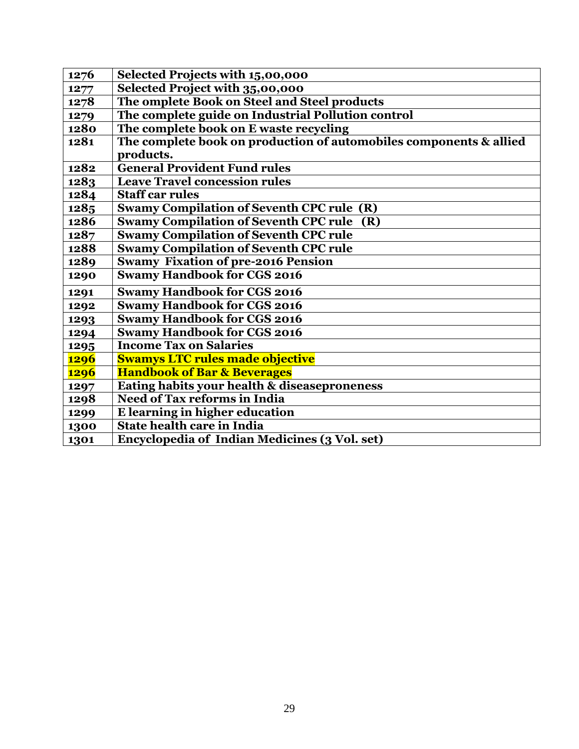| | |
|---|---|
| **1276** | **Selected Projects with 15,00,000** |
| **1277** | **Selected Project with 35,00,000** |
| **1278** | **The omplete Book on Steel and Steel products** |
| **1279** | **The complete guide on Industrial Pollution control** |
| **1280** | **The complete book on E waste recycling** |
| **1281** | **The complete book on production of automobiles components & allied products.** |
| **1282** | **General Provident Fund rules** |
| **1283** | **Leave Travel concession rules** |
| **1284** | **Staff car rules** |
| **1285** | **Swamy Compilation of Seventh CPC rule (R)** |
| **1286** | **Swamy Compilation of Seventh CPC rule (R)** |
| **1287** | **Swamy Compilation of Seventh CPC rule** |
| **1288** | **Swamy Compilation of Seventh CPC rule** |
| **1289** | **Swamy Fixation of pre-2016 Pension** |
| **1290** | **Swamy Handbook for CGS 2016** |
| **1291** | **Swamy Handbook for CGS 2016** |
| **1292** | **Swamy Handbook for CGS 2016** |
| **1293** | **Swamy Handbook for CGS 2016** |
| **1294** | **Swamy Handbook for CGS 2016** |
| **1295** | **Income Tax on Salaries** |
| **1296** | **Swamys LTC rules made objective** |
| **1296** | **Handbook of Bar & Beverages** |
| **1297** | **Eating habits your health & diseaseproneness** |
| **1298** | **Need of Tax reforms in India** |
| **1299** | **E learning in higher education** |
| **1300** | **State health care in India** |
| **1301** | **Encyclopedia of Indian Medicines (3 Vol. set)** |